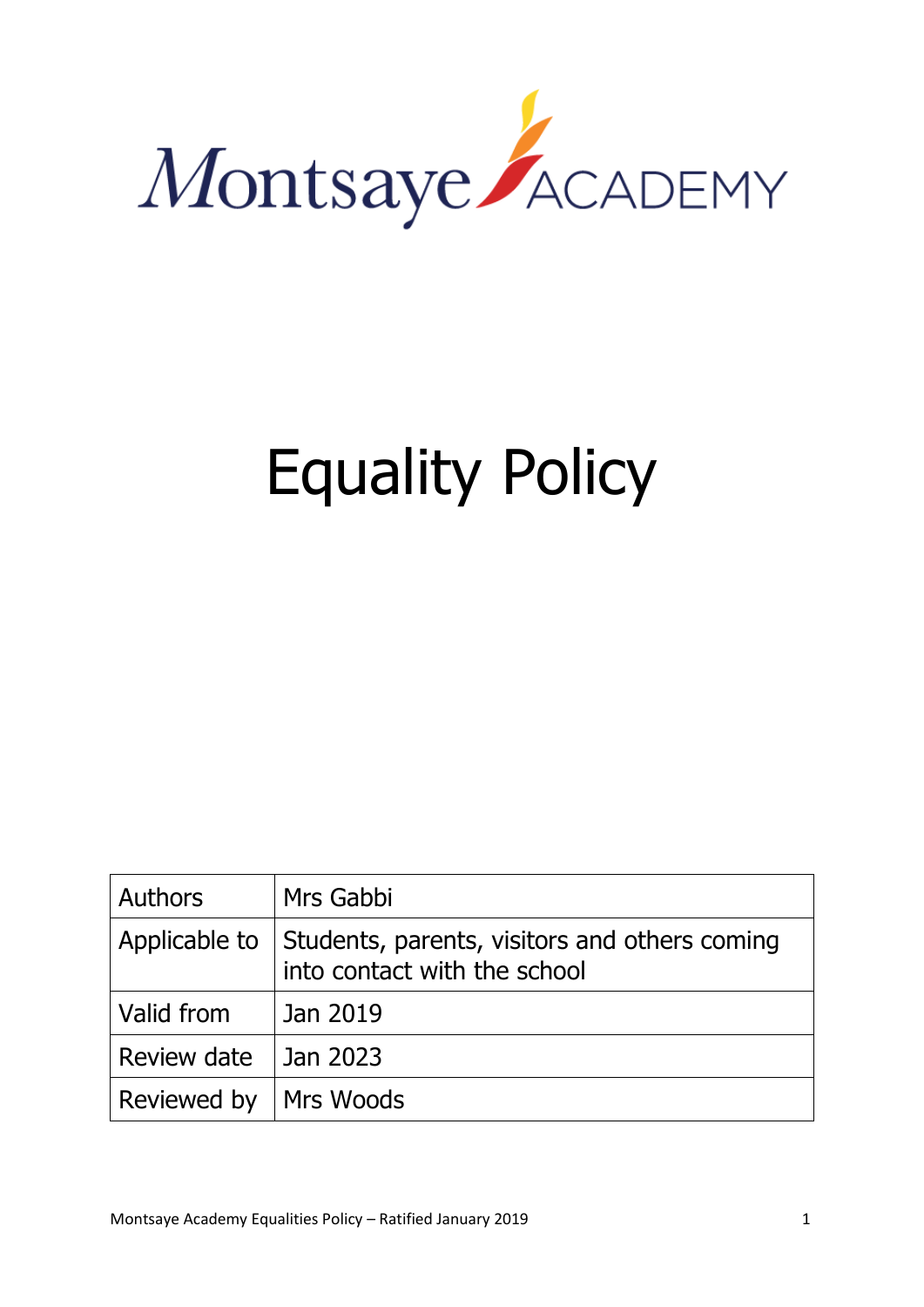Montsaye ACADEMY

# Equality Policy

| | |
|---|---|
| Authors | Mrs Gabbi |
| Applicable to | Students, parents, visitors and others coming into contact with the school |
| Valid from | Jan 2019 |
| Review date | Jan 2023 |
| Reviewed by | Mrs Woods |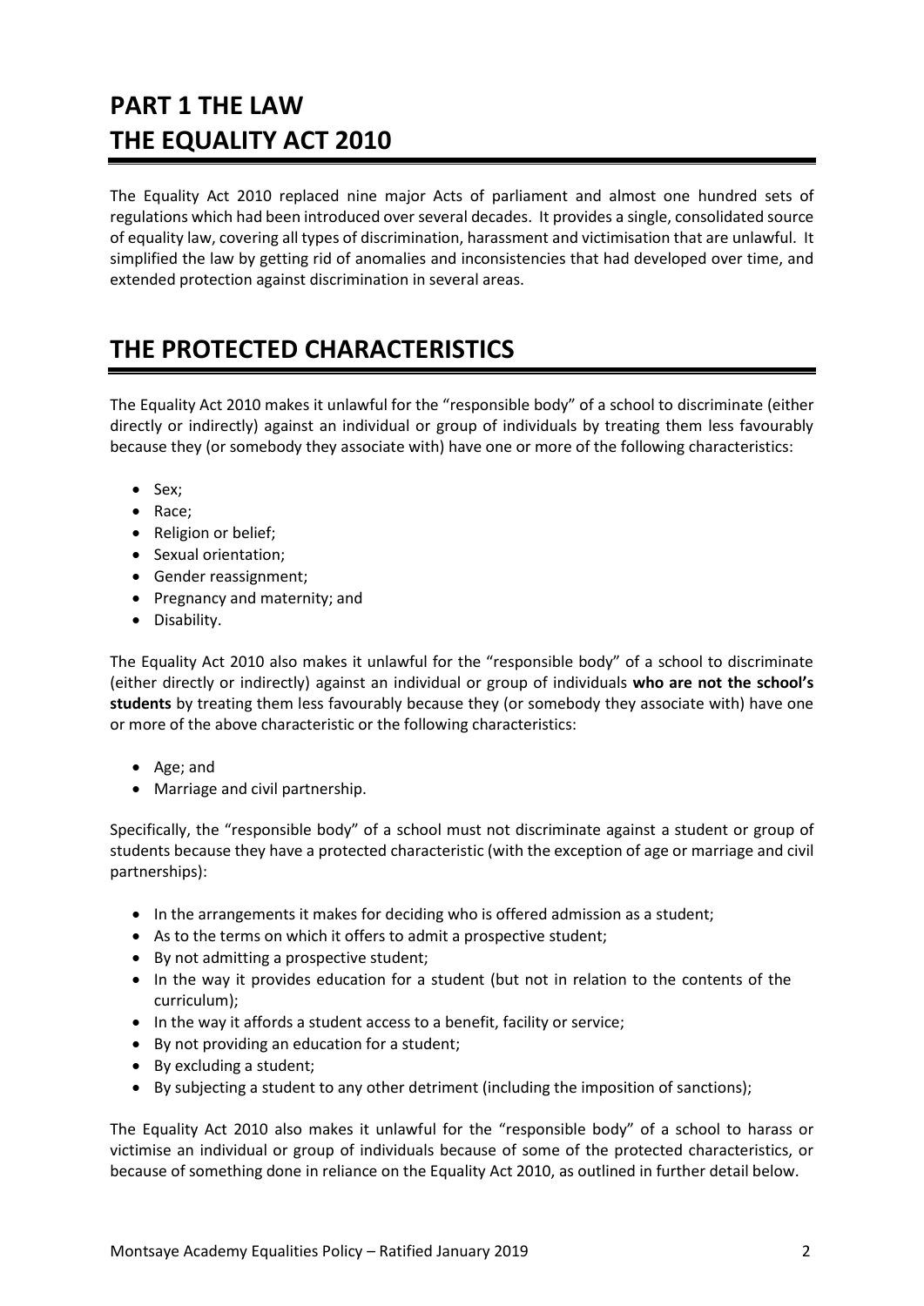# PART 1 THE LAW
# THE EQUALITY ACT 2010

The Equality Act 2010 replaced nine major Acts of parliament and almost one hundred sets of regulations which had been introduced over several decades. It provides a single, consolidated source of equality law, covering all types of discrimination, harassment and victimisation that are unlawful. It simplified the law by getting rid of anomalies and inconsistencies that had developed over time, and extended protection against discrimination in several areas.

# THE PROTECTED CHARACTERISTICS

The Equality Act 2010 makes it unlawful for the "responsible body" of a school to discriminate (either directly or indirectly) against an individual or group of individuals by treating them less favourably because they (or somebody they associate with) have one or more of the following characteristics:

- Sex;
- Race;
- Religion or belief;
- Sexual orientation;
- Gender reassignment;
- Pregnancy and maternity; and
- Disability.

The Equality Act 2010 also makes it unlawful for the "responsible body" of a school to discriminate (either directly or indirectly) against an individual or group of individuals **who are not the school's students** by treating them less favourably because they (or somebody they associate with) have one or more of the above characteristic or the following characteristics:

- Age; and
- Marriage and civil partnership.

Specifically, the "responsible body" of a school must not discriminate against a student or group of students because they have a protected characteristic (with the exception of age or marriage and civil partnerships):

- In the arrangements it makes for deciding who is offered admission as a student;
- As to the terms on which it offers to admit a prospective student;
- By not admitting a prospective student;
- In the way it provides education for a student (but not in relation to the contents of the curriculum);
- In the way it affords a student access to a benefit, facility or service;
- By not providing an education for a student;
- By excluding a student;
- By subjecting a student to any other detriment (including the imposition of sanctions);

The Equality Act 2010 also makes it unlawful for the "responsible body" of a school to harass or victimise an individual or group of individuals because of some of the protected characteristics, or because of something done in reliance on the Equality Act 2010, as outlined in further detail below.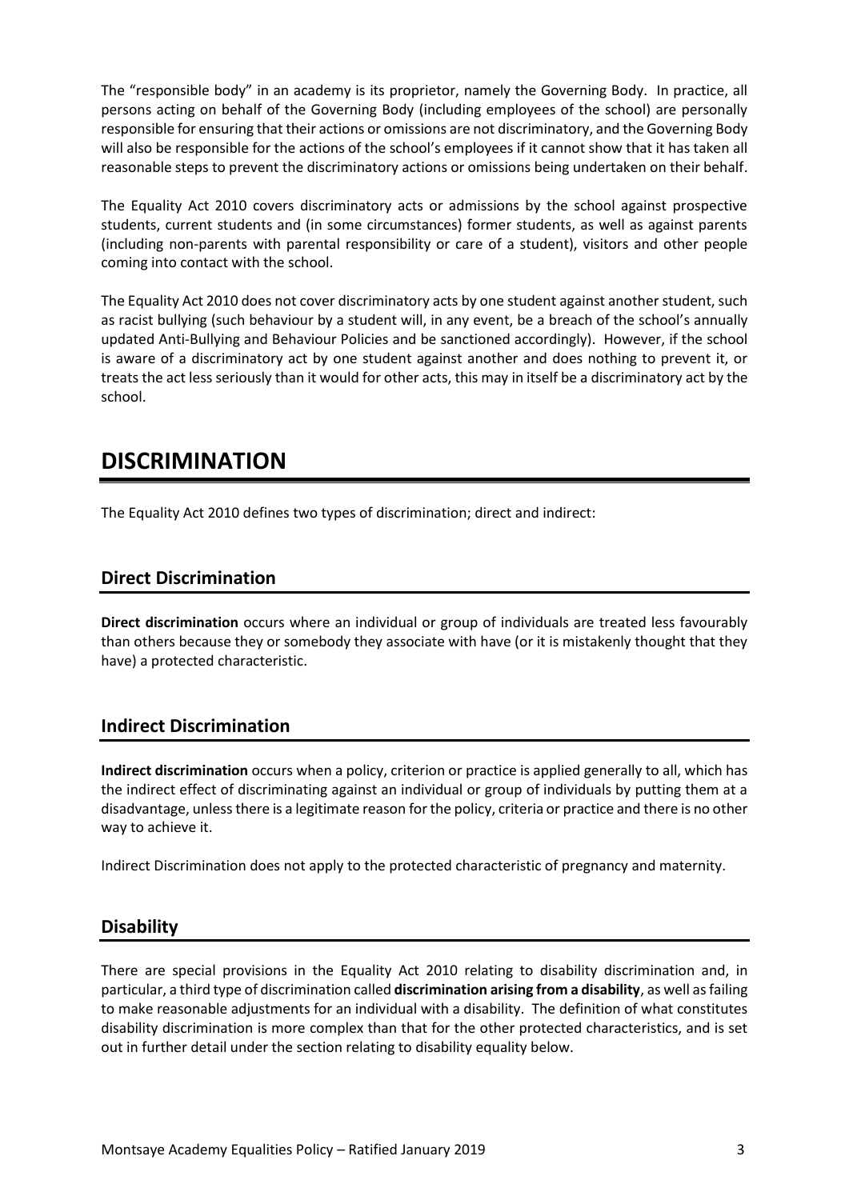The "responsible body" in an academy is its proprietor, namely the Governing Body. In practice, all persons acting on behalf of the Governing Body (including employees of the school) are personally responsible for ensuring that their actions or omissions are not discriminatory, and the Governing Body will also be responsible for the actions of the school's employees if it cannot show that it has taken all reasonable steps to prevent the discriminatory actions or omissions being undertaken on their behalf.

The Equality Act 2010 covers discriminatory acts or admissions by the school against prospective students, current students and (in some circumstances) former students, as well as against parents (including non-parents with parental responsibility or care of a student), visitors and other people coming into contact with the school.

The Equality Act 2010 does not cover discriminatory acts by one student against another student, such as racist bullying (such behaviour by a student will, in any event, be a breach of the school's annually updated Anti-Bullying and Behaviour Policies and be sanctioned accordingly). However, if the school is aware of a discriminatory act by one student against another and does nothing to prevent it, or treats the act less seriously than it would for other acts, this may in itself be a discriminatory act by the school.

# DISCRIMINATION

The Equality Act 2010 defines two types of discrimination; direct and indirect:

## Direct Discrimination

**Direct discrimination** occurs where an individual or group of individuals are treated less favourably than others because they or somebody they associate with have (or it is mistakenly thought that they have) a protected characteristic.

## Indirect Discrimination

**Indirect discrimination** occurs when a policy, criterion or practice is applied generally to all, which has the indirect effect of discriminating against an individual or group of individuals by putting them at a disadvantage, unless there is a legitimate reason for the policy, criteria or practice and there is no other way to achieve it.

Indirect Discrimination does not apply to the protected characteristic of pregnancy and maternity.

## Disability

There are special provisions in the Equality Act 2010 relating to disability discrimination and, in particular, a third type of discrimination called **discrimination arising from a disability**, as well as failing to make reasonable adjustments for an individual with a disability. The definition of what constitutes disability discrimination is more complex than that for the other protected characteristics, and is set out in further detail under the section relating to disability equality below.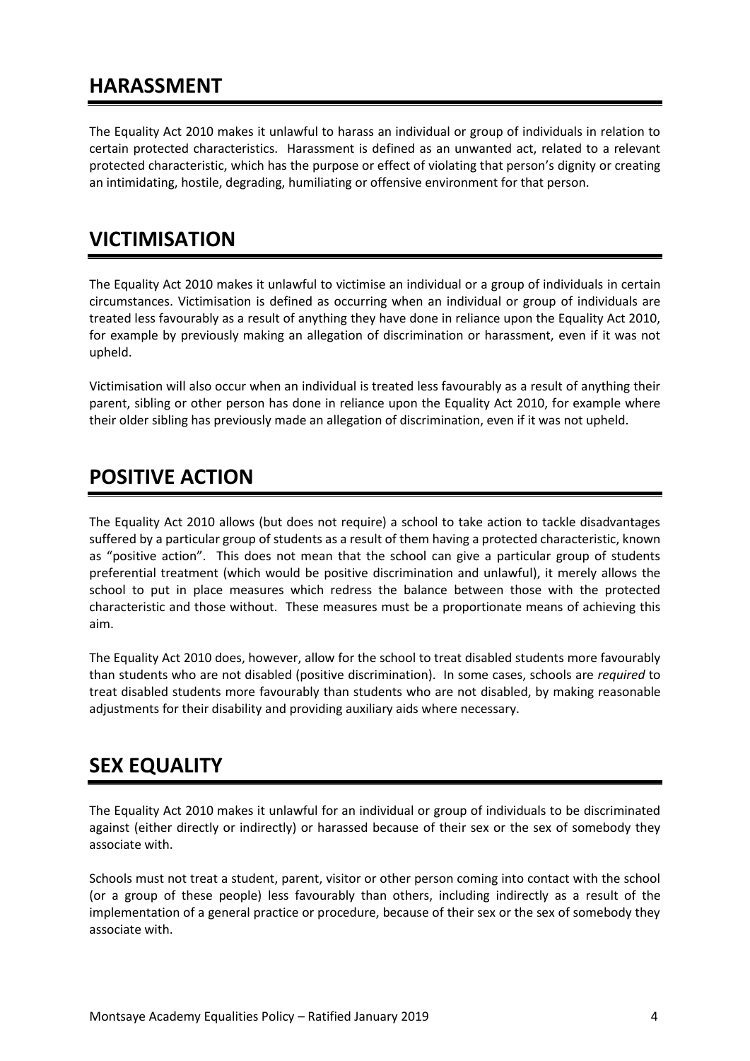## HARASSMENT

The Equality Act 2010 makes it unlawful to harass an individual or group of individuals in relation to certain protected characteristics. Harassment is defined as an unwanted act, related to a relevant protected characteristic, which has the purpose or effect of violating that person's dignity or creating an intimidating, hostile, degrading, humiliating or offensive environment for that person.

## VICTIMISATION

The Equality Act 2010 makes it unlawful to victimise an individual or a group of individuals in certain circumstances. Victimisation is defined as occurring when an individual or group of individuals are treated less favourably as a result of anything they have done in reliance upon the Equality Act 2010, for example by previously making an allegation of discrimination or harassment, even if it was not upheld.

Victimisation will also occur when an individual is treated less favourably as a result of anything their parent, sibling or other person has done in reliance upon the Equality Act 2010, for example where their older sibling has previously made an allegation of discrimination, even if it was not upheld.

## POSITIVE ACTION

The Equality Act 2010 allows (but does not require) a school to take action to tackle disadvantages suffered by a particular group of students as a result of them having a protected characteristic, known as "positive action". This does not mean that the school can give a particular group of students preferential treatment (which would be positive discrimination and unlawful), it merely allows the school to put in place measures which redress the balance between those with the protected characteristic and those without. These measures must be a proportionate means of achieving this aim.

The Equality Act 2010 does, however, allow for the school to treat disabled students more favourably than students who are not disabled (positive discrimination). In some cases, schools are *required* to treat disabled students more favourably than students who are not disabled, by making reasonable adjustments for their disability and providing auxiliary aids where necessary.

## SEX EQUALITY

The Equality Act 2010 makes it unlawful for an individual or group of individuals to be discriminated against (either directly or indirectly) or harassed because of their sex or the sex of somebody they associate with.

Schools must not treat a student, parent, visitor or other person coming into contact with the school (or a group of these people) less favourably than others, including indirectly as a result of the implementation of a general practice or procedure, because of their sex or the sex of somebody they associate with.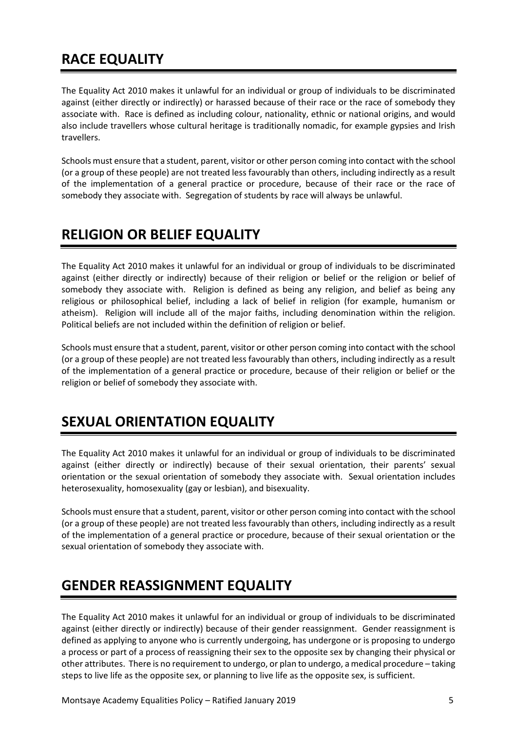## RACE EQUALITY

The Equality Act 2010 makes it unlawful for an individual or group of individuals to be discriminated against (either directly or indirectly) or harassed because of their race or the race of somebody they associate with. Race is defined as including colour, nationality, ethnic or national origins, and would also include travellers whose cultural heritage is traditionally nomadic, for example gypsies and Irish travellers.

Schools must ensure that a student, parent, visitor or other person coming into contact with the school (or a group of these people) are not treated less favourably than others, including indirectly as a result of the implementation of a general practice or procedure, because of their race or the race of somebody they associate with. Segregation of students by race will always be unlawful.

## RELIGION OR BELIEF EQUALITY

The Equality Act 2010 makes it unlawful for an individual or group of individuals to be discriminated against (either directly or indirectly) because of their religion or belief or the religion or belief of somebody they associate with. Religion is defined as being any religion, and belief as being any religious or philosophical belief, including a lack of belief in religion (for example, humanism or atheism). Religion will include all of the major faiths, including denomination within the religion. Political beliefs are not included within the definition of religion or belief.

Schools must ensure that a student, parent, visitor or other person coming into contact with the school (or a group of these people) are not treated less favourably than others, including indirectly as a result of the implementation of a general practice or procedure, because of their religion or belief or the religion or belief of somebody they associate with.

## SEXUAL ORIENTATION EQUALITY

The Equality Act 2010 makes it unlawful for an individual or group of individuals to be discriminated against (either directly or indirectly) because of their sexual orientation, their parents' sexual orientation or the sexual orientation of somebody they associate with. Sexual orientation includes heterosexuality, homosexuality (gay or lesbian), and bisexuality.

Schools must ensure that a student, parent, visitor or other person coming into contact with the school (or a group of these people) are not treated less favourably than others, including indirectly as a result of the implementation of a general practice or procedure, because of their sexual orientation or the sexual orientation of somebody they associate with.

## GENDER REASSIGNMENT EQUALITY

The Equality Act 2010 makes it unlawful for an individual or group of individuals to be discriminated against (either directly or indirectly) because of their gender reassignment. Gender reassignment is defined as applying to anyone who is currently undergoing, has undergone or is proposing to undergo a process or part of a process of reassigning their sex to the opposite sex by changing their physical or other attributes. There is no requirement to undergo, or plan to undergo, a medical procedure – taking steps to live life as the opposite sex, or planning to live life as the opposite sex, is sufficient.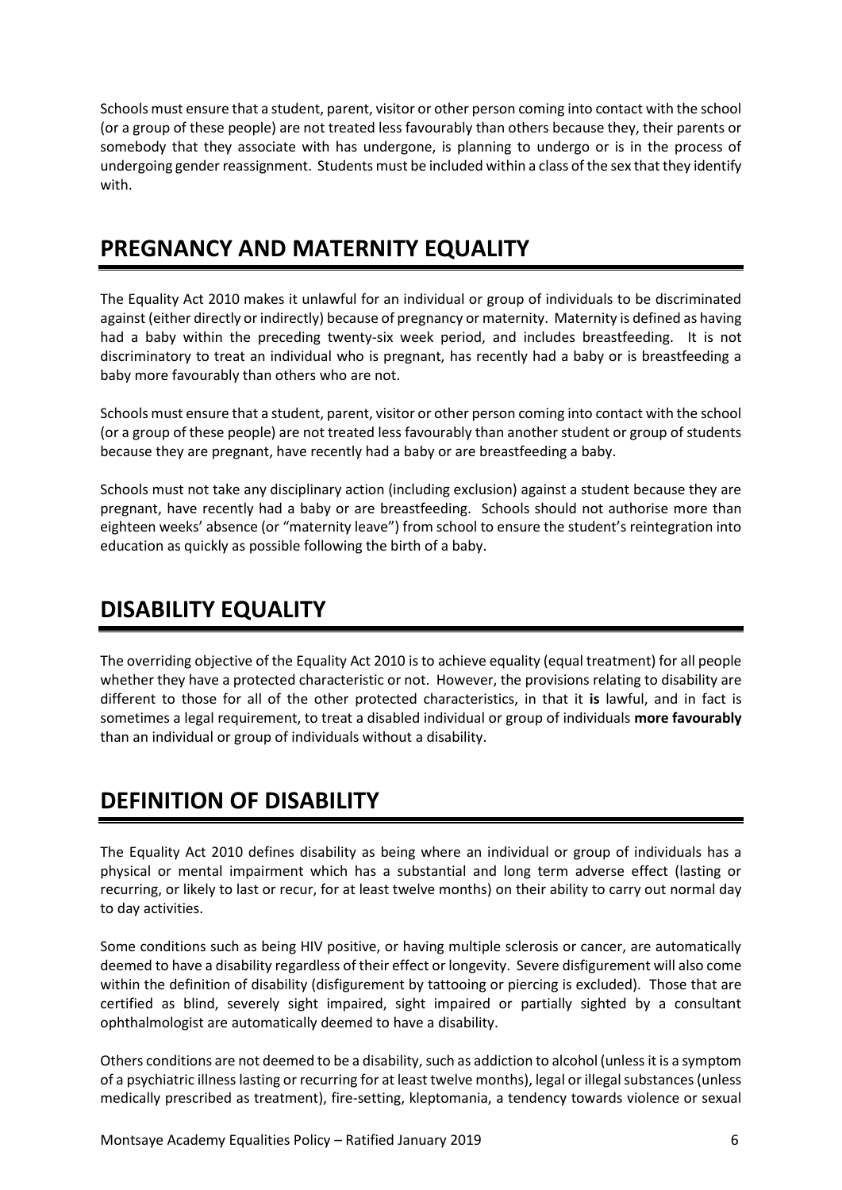Schools must ensure that a student, parent, visitor or other person coming into contact with the school (or a group of these people) are not treated less favourably than others because they, their parents or somebody that they associate with has undergone, is planning to undergo or is in the process of undergoing gender reassignment. Students must be included within a class of the sex that they identify with.

## PREGNANCY AND MATERNITY EQUALITY

The Equality Act 2010 makes it unlawful for an individual or group of individuals to be discriminated against (either directly or indirectly) because of pregnancy or maternity. Maternity is defined as having had a baby within the preceding twenty-six week period, and includes breastfeeding. It is not discriminatory to treat an individual who is pregnant, has recently had a baby or is breastfeeding a baby more favourably than others who are not.

Schools must ensure that a student, parent, visitor or other person coming into contact with the school (or a group of these people) are not treated less favourably than another student or group of students because they are pregnant, have recently had a baby or are breastfeeding a baby.

Schools must not take any disciplinary action (including exclusion) against a student because they are pregnant, have recently had a baby or are breastfeeding. Schools should not authorise more than eighteen weeks' absence (or "maternity leave") from school to ensure the student's reintegration into education as quickly as possible following the birth of a baby.

## DISABILITY EQUALITY

The overriding objective of the Equality Act 2010 is to achieve equality (equal treatment) for all people whether they have a protected characteristic or not. However, the provisions relating to disability are different to those for all of the other protected characteristics, in that it **is** lawful, and in fact is sometimes a legal requirement, to treat a disabled individual or group of individuals **more favourably** than an individual or group of individuals without a disability.

## DEFINITION OF DISABILITY

The Equality Act 2010 defines disability as being where an individual or group of individuals has a physical or mental impairment which has a substantial and long term adverse effect (lasting or recurring, or likely to last or recur, for at least twelve months) on their ability to carry out normal day to day activities.

Some conditions such as being HIV positive, or having multiple sclerosis or cancer, are automatically deemed to have a disability regardless of their effect or longevity. Severe disfigurement will also come within the definition of disability (disfigurement by tattooing or piercing is excluded). Those that are certified as blind, severely sight impaired, sight impaired or partially sighted by a consultant ophthalmologist are automatically deemed to have a disability.

Others conditions are not deemed to be a disability, such as addiction to alcohol (unless it is a symptom of a psychiatric illness lasting or recurring for at least twelve months), legal or illegal substances (unless medically prescribed as treatment), fire-setting, kleptomania, a tendency towards violence or sexual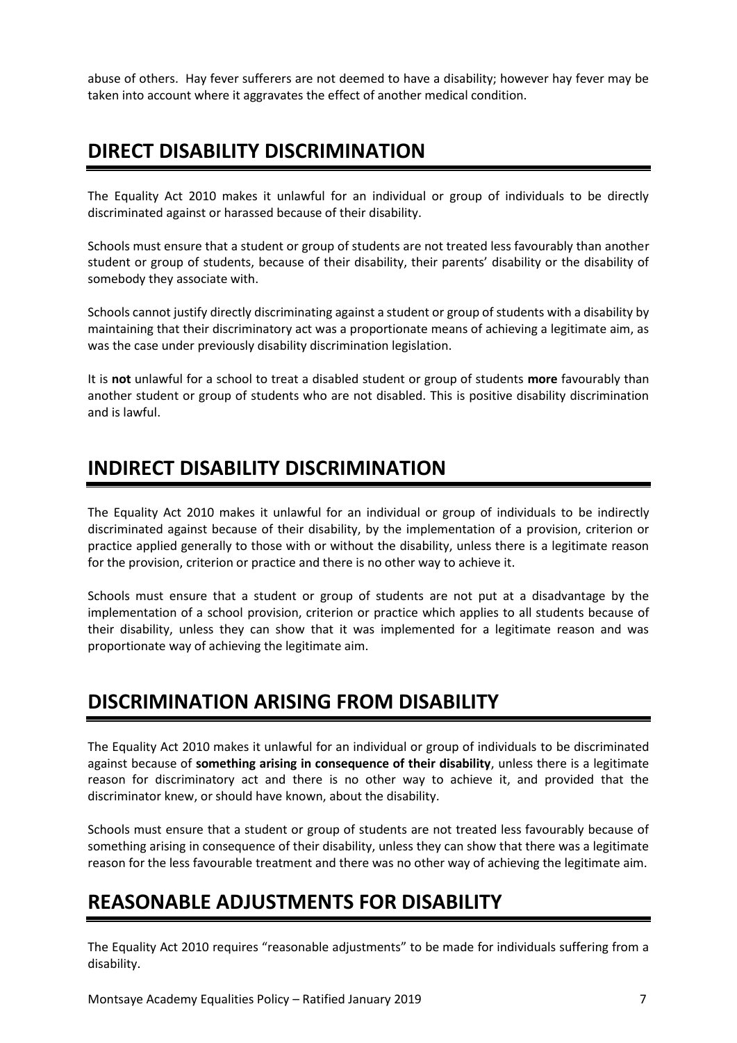abuse of others. Hay fever sufferers are not deemed to have a disability; however hay fever may be taken into account where it aggravates the effect of another medical condition.

## DIRECT DISABILITY DISCRIMINATION

The Equality Act 2010 makes it unlawful for an individual or group of individuals to be directly discriminated against or harassed because of their disability.

Schools must ensure that a student or group of students are not treated less favourably than another student or group of students, because of their disability, their parents' disability or the disability of somebody they associate with.

Schools cannot justify directly discriminating against a student or group of students with a disability by maintaining that their discriminatory act was a proportionate means of achieving a legitimate aim, as was the case under previously disability discrimination legislation.

It is **not** unlawful for a school to treat a disabled student or group of students **more** favourably than another student or group of students who are not disabled. This is positive disability discrimination and is lawful.

## INDIRECT DISABILITY DISCRIMINATION

The Equality Act 2010 makes it unlawful for an individual or group of individuals to be indirectly discriminated against because of their disability, by the implementation of a provision, criterion or practice applied generally to those with or without the disability, unless there is a legitimate reason for the provision, criterion or practice and there is no other way to achieve it.

Schools must ensure that a student or group of students are not put at a disadvantage by the implementation of a school provision, criterion or practice which applies to all students because of their disability, unless they can show that it was implemented for a legitimate reason and was proportionate way of achieving the legitimate aim.

## DISCRIMINATION ARISING FROM DISABILITY

The Equality Act 2010 makes it unlawful for an individual or group of individuals to be discriminated against because of **something arising in consequence of their disability**, unless there is a legitimate reason for discriminatory act and there is no other way to achieve it, and provided that the discriminator knew, or should have known, about the disability.

Schools must ensure that a student or group of students are not treated less favourably because of something arising in consequence of their disability, unless they can show that there was a legitimate reason for the less favourable treatment and there was no other way of achieving the legitimate aim.

## REASONABLE ADJUSTMENTS FOR DISABILITY

The Equality Act 2010 requires "reasonable adjustments" to be made for individuals suffering from a disability.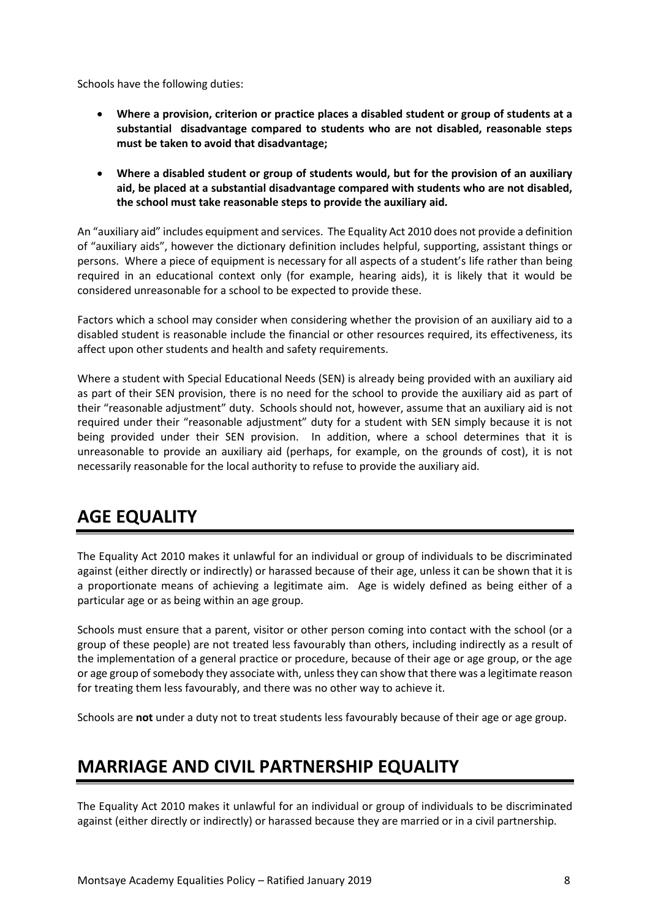Schools have the following duties:

- **Where a provision, criterion or practice places a disabled student or group of students at a substantial disadvantage compared to students who are not disabled, reasonable steps must be taken to avoid that disadvantage;**
- **Where a disabled student or group of students would, but for the provision of an auxiliary aid, be placed at a substantial disadvantage compared with students who are not disabled, the school must take reasonable steps to provide the auxiliary aid.**

An "auxiliary aid" includes equipment and services. The Equality Act 2010 does not provide a definition of "auxiliary aids", however the dictionary definition includes helpful, supporting, assistant things or persons. Where a piece of equipment is necessary for all aspects of a student's life rather than being required in an educational context only (for example, hearing aids), it is likely that it would be considered unreasonable for a school to be expected to provide these.

Factors which a school may consider when considering whether the provision of an auxiliary aid to a disabled student is reasonable include the financial or other resources required, its effectiveness, its affect upon other students and health and safety requirements.

Where a student with Special Educational Needs (SEN) is already being provided with an auxiliary aid as part of their SEN provision, there is no need for the school to provide the auxiliary aid as part of their "reasonable adjustment" duty. Schools should not, however, assume that an auxiliary aid is not required under their "reasonable adjustment" duty for a student with SEN simply because it is not being provided under their SEN provision. In addition, where a school determines that it is unreasonable to provide an auxiliary aid (perhaps, for example, on the grounds of cost), it is not necessarily reasonable for the local authority to refuse to provide the auxiliary aid.

# AGE EQUALITY

The Equality Act 2010 makes it unlawful for an individual or group of individuals to be discriminated against (either directly or indirectly) or harassed because of their age, unless it can be shown that it is a proportionate means of achieving a legitimate aim. Age is widely defined as being either of a particular age or as being within an age group.

Schools must ensure that a parent, visitor or other person coming into contact with the school (or a group of these people) are not treated less favourably than others, including indirectly as a result of the implementation of a general practice or procedure, because of their age or age group, or the age or age group of somebody they associate with, unless they can show that there was a legitimate reason for treating them less favourably, and there was no other way to achieve it.

Schools are **not** under a duty not to treat students less favourably because of their age or age group.

# MARRIAGE AND CIVIL PARTNERSHIP EQUALITY

The Equality Act 2010 makes it unlawful for an individual or group of individuals to be discriminated against (either directly or indirectly) or harassed because they are married or in a civil partnership.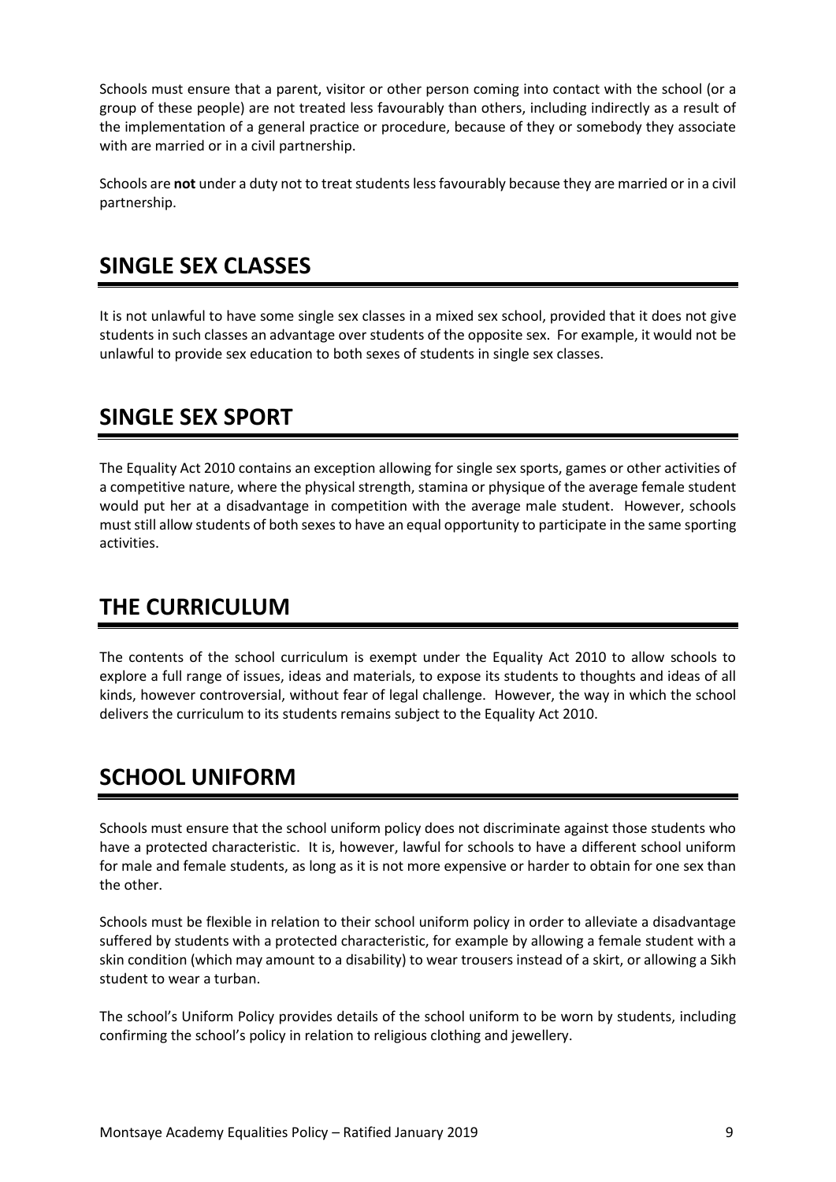Schools must ensure that a parent, visitor or other person coming into contact with the school (or a group of these people) are not treated less favourably than others, including indirectly as a result of the implementation of a general practice or procedure, because of they or somebody they associate with are married or in a civil partnership.

Schools are **not** under a duty not to treat students less favourably because they are married or in a civil partnership.

## SINGLE SEX CLASSES

It is not unlawful to have some single sex classes in a mixed sex school, provided that it does not give students in such classes an advantage over students of the opposite sex. For example, it would not be unlawful to provide sex education to both sexes of students in single sex classes.

## SINGLE SEX SPORT

The Equality Act 2010 contains an exception allowing for single sex sports, games or other activities of a competitive nature, where the physical strength, stamina or physique of the average female student would put her at a disadvantage in competition with the average male student. However, schools must still allow students of both sexes to have an equal opportunity to participate in the same sporting activities.

## THE CURRICULUM

The contents of the school curriculum is exempt under the Equality Act 2010 to allow schools to explore a full range of issues, ideas and materials, to expose its students to thoughts and ideas of all kinds, however controversial, without fear of legal challenge. However, the way in which the school delivers the curriculum to its students remains subject to the Equality Act 2010.

## SCHOOL UNIFORM

Schools must ensure that the school uniform policy does not discriminate against those students who have a protected characteristic. It is, however, lawful for schools to have a different school uniform for male and female students, as long as it is not more expensive or harder to obtain for one sex than the other.

Schools must be flexible in relation to their school uniform policy in order to alleviate a disadvantage suffered by students with a protected characteristic, for example by allowing a female student with a skin condition (which may amount to a disability) to wear trousers instead of a skirt, or allowing a Sikh student to wear a turban.

The school's Uniform Policy provides details of the school uniform to be worn by students, including confirming the school's policy in relation to religious clothing and jewellery.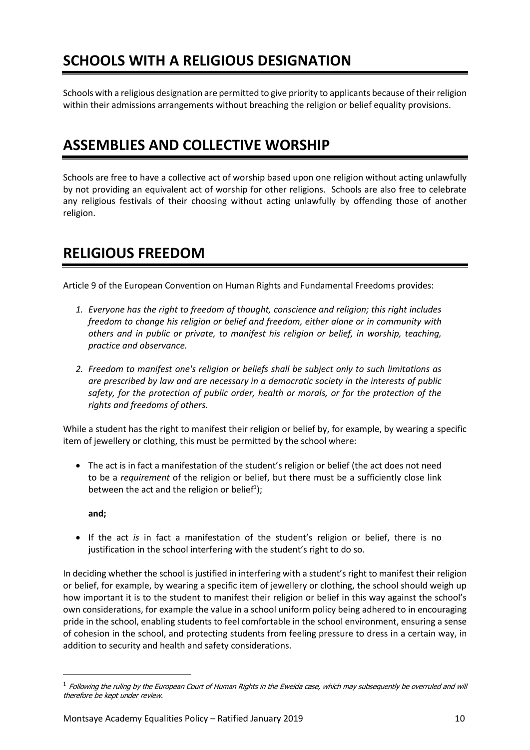# SCHOOLS WITH A RELIGIOUS DESIGNATION

Schools with a religious designation are permitted to give priority to applicants because of their religion within their admissions arrangements without breaching the religion or belief equality provisions.

# ASSEMBLIES AND COLLECTIVE WORSHIP

Schools are free to have a collective act of worship based upon one religion without acting unlawfully by not providing an equivalent act of worship for other religions. Schools are also free to celebrate any religious festivals of their choosing without acting unlawfully by offending those of another religion.

# RELIGIOUS FREEDOM

Article 9 of the European Convention on Human Rights and Fundamental Freedoms provides:

1. *Everyone has the right to freedom of thought, conscience and religion; this right includes freedom to change his religion or belief and freedom, either alone or in community with others and in public or private, to manifest his religion or belief, in worship, teaching, practice and observance.*

2. *Freedom to manifest one's religion or beliefs shall be subject only to such limitations as are prescribed by law and are necessary in a democratic society in the interests of public safety, for the protection of public order, health or morals, or for the protection of the rights and freedoms of others.*

While a student has the right to manifest their religion or belief by, for example, by wearing a specific item of jewellery or clothing, this must be permitted by the school where:

- The act is in fact a manifestation of the student's religion or belief (the act does not need to be a *requirement* of the religion or belief, but there must be a sufficiently close link between the act and the religion or belief[1]);

  **and;**

- If the act *is* in fact a manifestation of the student's religion or belief, there is no justification in the school interfering with the student's right to do so.

In deciding whether the school is justified in interfering with a student's right to manifest their religion or belief, for example, by wearing a specific item of jewellery or clothing, the school should weigh up how important it is to the student to manifest their religion or belief in this way against the school's own considerations, for example the value in a school uniform policy being adhered to in encouraging pride in the school, enabling students to feel comfortable in the school environment, ensuring a sense of cohesion in the school, and protecting students from feeling pressure to dress in a certain way, in addition to security and health and safety considerations.

[1] *Following the ruling by the European Court of Human Rights in the Eweida case, which may subsequently be overruled and will therefore be kept under review.*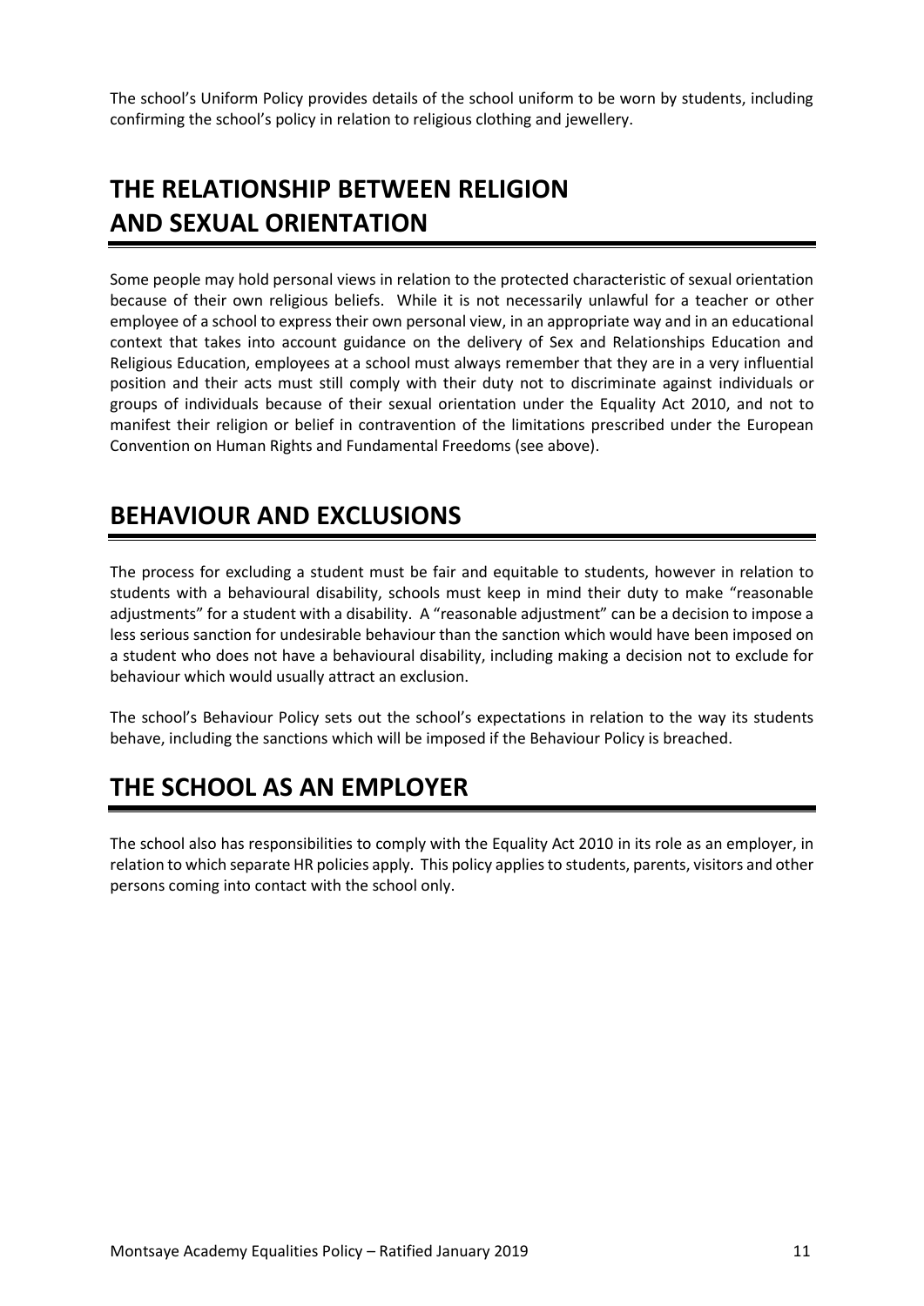The school's Uniform Policy provides details of the school uniform to be worn by students, including confirming the school's policy in relation to religious clothing and jewellery.

## THE RELATIONSHIP BETWEEN RELIGION AND SEXUAL ORIENTATION

Some people may hold personal views in relation to the protected characteristic of sexual orientation because of their own religious beliefs. While it is not necessarily unlawful for a teacher or other employee of a school to express their own personal view, in an appropriate way and in an educational context that takes into account guidance on the delivery of Sex and Relationships Education and Religious Education, employees at a school must always remember that they are in a very influential position and their acts must still comply with their duty not to discriminate against individuals or groups of individuals because of their sexual orientation under the Equality Act 2010, and not to manifest their religion or belief in contravention of the limitations prescribed under the European Convention on Human Rights and Fundamental Freedoms (see above).

## BEHAVIOUR AND EXCLUSIONS

The process for excluding a student must be fair and equitable to students, however in relation to students with a behavioural disability, schools must keep in mind their duty to make "reasonable adjustments" for a student with a disability. A "reasonable adjustment" can be a decision to impose a less serious sanction for undesirable behaviour than the sanction which would have been imposed on a student who does not have a behavioural disability, including making a decision not to exclude for behaviour which would usually attract an exclusion.

The school's Behaviour Policy sets out the school's expectations in relation to the way its students behave, including the sanctions which will be imposed if the Behaviour Policy is breached.

## THE SCHOOL AS AN EMPLOYER

The school also has responsibilities to comply with the Equality Act 2010 in its role as an employer, in relation to which separate HR policies apply. This policy applies to students, parents, visitors and other persons coming into contact with the school only.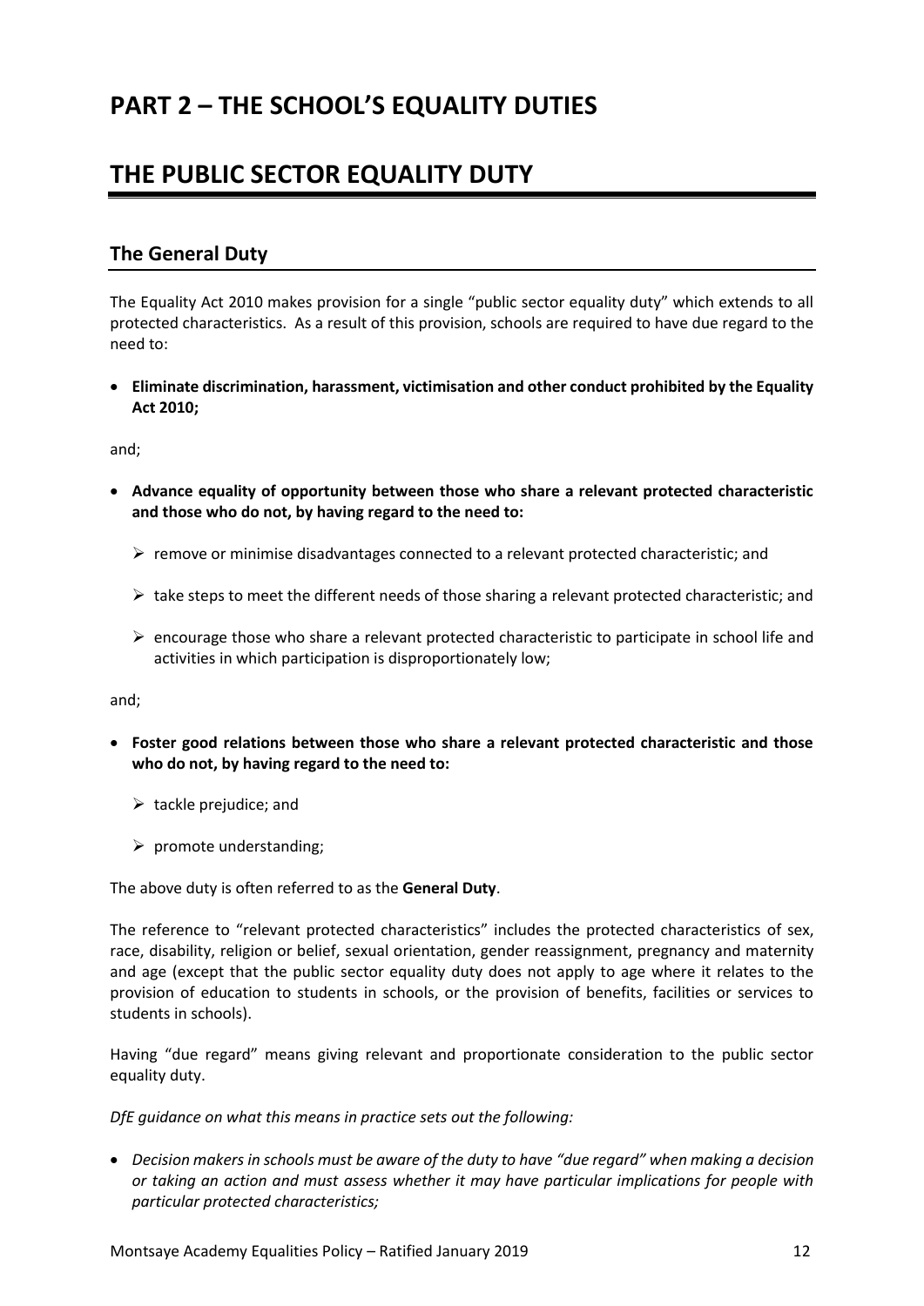# PART 2 – THE SCHOOL'S EQUALITY DUTIES

# THE PUBLIC SECTOR EQUALITY DUTY

## The General Duty

The Equality Act 2010 makes provision for a single "public sector equality duty" which extends to all protected characteristics. As a result of this provision, schools are required to have due regard to the need to:

- **Eliminate discrimination, harassment, victimisation and other conduct prohibited by the Equality Act 2010;**

and;

- **Advance equality of opportunity between those who share a relevant protected characteristic and those who do not, by having regard to the need to:**
  - remove or minimise disadvantages connected to a relevant protected characteristic; and
  - take steps to meet the different needs of those sharing a relevant protected characteristic; and
  - encourage those who share a relevant protected characteristic to participate in school life and activities in which participation is disproportionately low;

and;

- **Foster good relations between those who share a relevant protected characteristic and those who do not, by having regard to the need to:**
  - tackle prejudice; and
  - promote understanding;

The above duty is often referred to as the **General Duty**.

The reference to "relevant protected characteristics" includes the protected characteristics of sex, race, disability, religion or belief, sexual orientation, gender reassignment, pregnancy and maternity and age (except that the public sector equality duty does not apply to age where it relates to the provision of education to students in schools, or the provision of benefits, facilities or services to students in schools).

Having "due regard" means giving relevant and proportionate consideration to the public sector equality duty.

*DfE guidance on what this means in practice sets out the following:*

- *Decision makers in schools must be aware of the duty to have "due regard" when making a decision or taking an action and must assess whether it may have particular implications for people with particular protected characteristics;*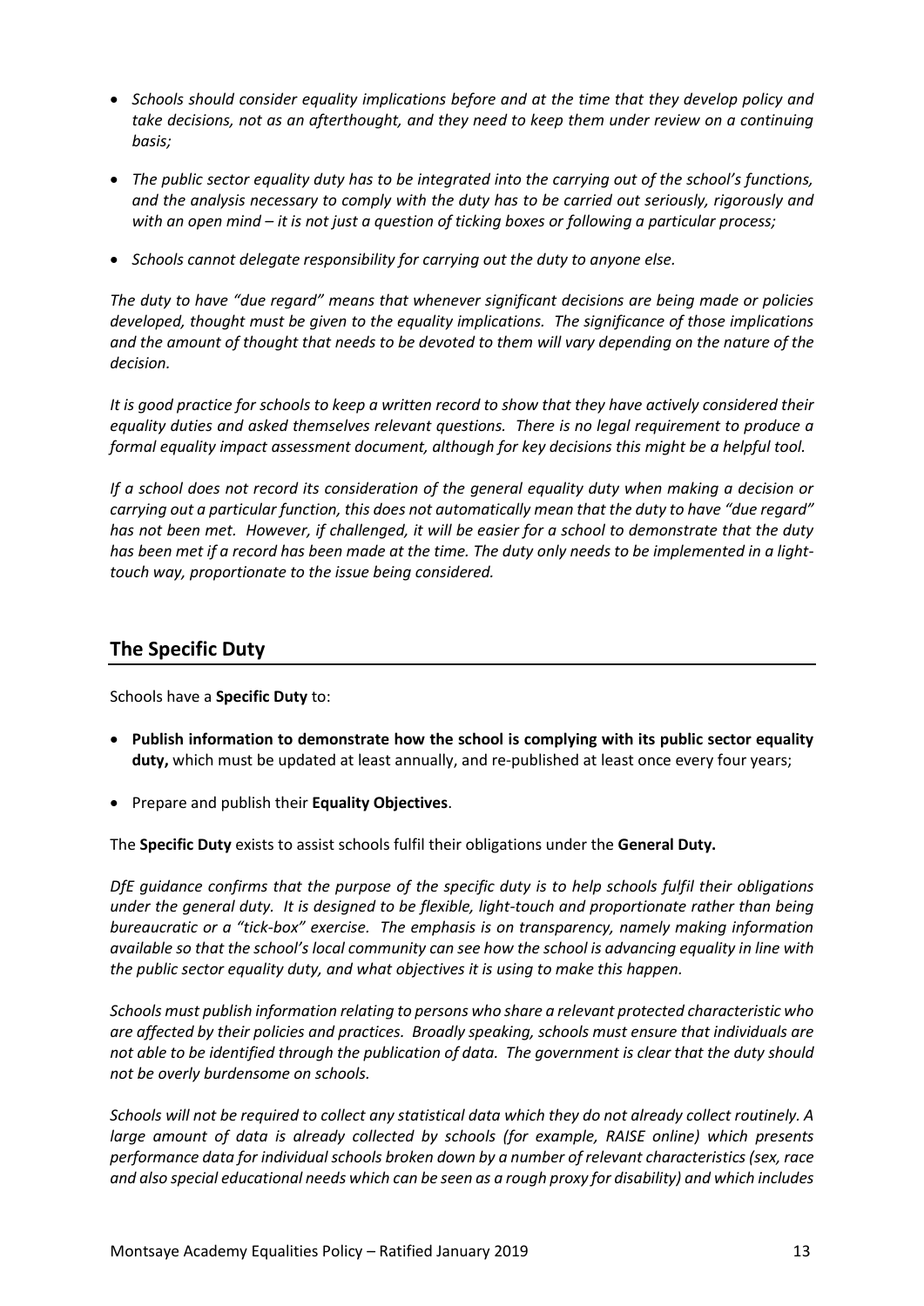- *Schools should consider equality implications before and at the time that they develop policy and take decisions, not as an afterthought, and they need to keep them under review on a continuing basis;*

- *The public sector equality duty has to be integrated into the carrying out of the school's functions, and the analysis necessary to comply with the duty has to be carried out seriously, rigorously and with an open mind – it is not just a question of ticking boxes or following a particular process;*

- *Schools cannot delegate responsibility for carrying out the duty to anyone else.*

*The duty to have "due regard" means that whenever significant decisions are being made or policies developed, thought must be given to the equality implications. The significance of those implications and the amount of thought that needs to be devoted to them will vary depending on the nature of the decision.*

*It is good practice for schools to keep a written record to show that they have actively considered their equality duties and asked themselves relevant questions. There is no legal requirement to produce a formal equality impact assessment document, although for key decisions this might be a helpful tool.*

*If a school does not record its consideration of the general equality duty when making a decision or carrying out a particular function, this does not automatically mean that the duty to have "due regard" has not been met. However, if challenged, it will be easier for a school to demonstrate that the duty has been met if a record has been made at the time. The duty only needs to be implemented in a light-touch way, proportionate to the issue being considered.*

## The Specific Duty

Schools have a **Specific Duty** to:

- **Publish information to demonstrate how the school is complying with its public sector equality duty,** which must be updated at least annually, and re-published at least once every four years;

- Prepare and publish their **Equality Objectives**.

The **Specific Duty** exists to assist schools fulfil their obligations under the **General Duty.**

*DfE guidance confirms that the purpose of the specific duty is to help schools fulfil their obligations under the general duty. It is designed to be flexible, light-touch and proportionate rather than being bureaucratic or a "tick-box" exercise. The emphasis is on transparency, namely making information available so that the school's local community can see how the school is advancing equality in line with the public sector equality duty, and what objectives it is using to make this happen.*

*Schools must publish information relating to persons who share a relevant protected characteristic who are affected by their policies and practices. Broadly speaking, schools must ensure that individuals are not able to be identified through the publication of data. The government is clear that the duty should not be overly burdensome on schools.*

*Schools will not be required to collect any statistical data which they do not already collect routinely. A large amount of data is already collected by schools (for example, RAISE online) which presents performance data for individual schools broken down by a number of relevant characteristics (sex, race and also special educational needs which can be seen as a rough proxy for disability) and which includes*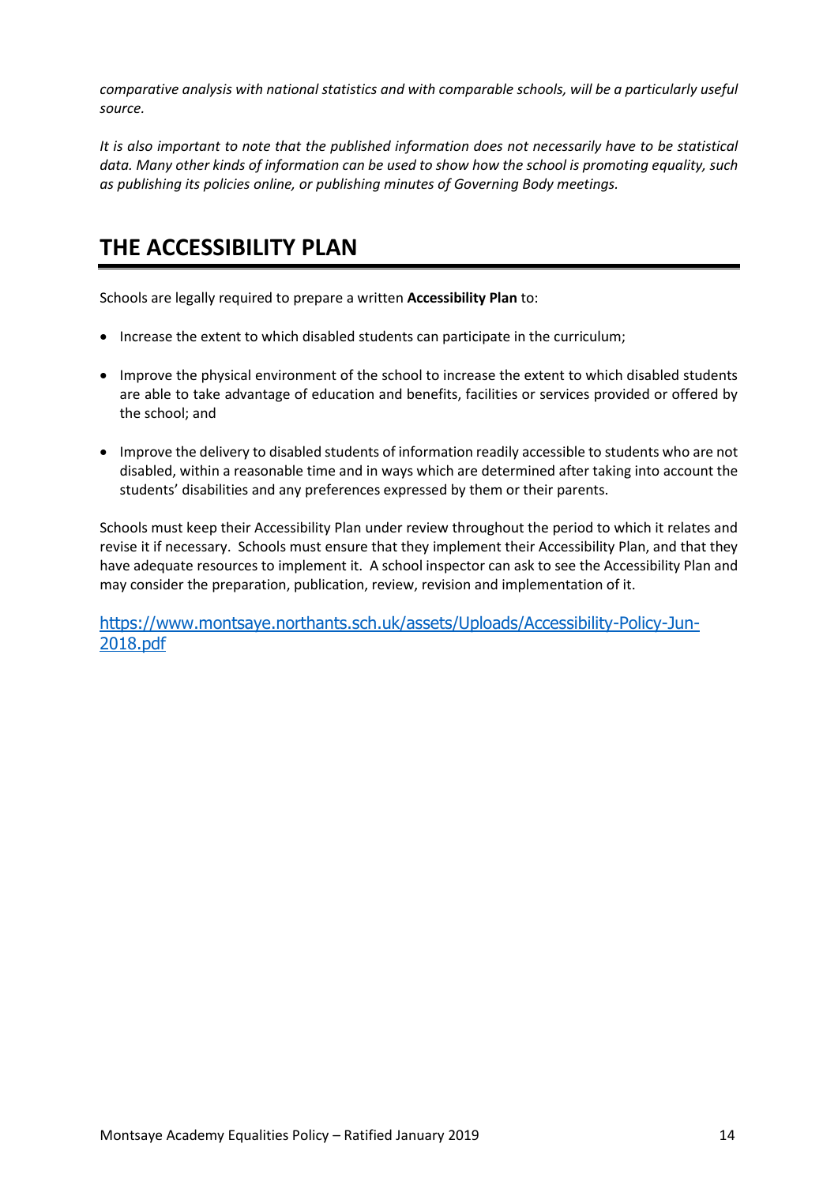*comparative analysis with national statistics and with comparable schools, will be a particularly useful source.*

*It is also important to note that the published information does not necessarily have to be statistical data. Many other kinds of information can be used to show how the school is promoting equality, such as publishing its policies online, or publishing minutes of Governing Body meetings.*

# THE ACCESSIBILITY PLAN

Schools are legally required to prepare a written **Accessibility Plan** to:

- Increase the extent to which disabled students can participate in the curriculum;
- Improve the physical environment of the school to increase the extent to which disabled students are able to take advantage of education and benefits, facilities or services provided or offered by the school; and
- Improve the delivery to disabled students of information readily accessible to students who are not disabled, within a reasonable time and in ways which are determined after taking into account the students' disabilities and any preferences expressed by them or their parents.

Schools must keep their Accessibility Plan under review throughout the period to which it relates and revise it if necessary. Schools must ensure that they implement their Accessibility Plan, and that they have adequate resources to implement it. A school inspector can ask to see the Accessibility Plan and may consider the preparation, publication, review, revision and implementation of it.

https://www.montsaye.northants.sch.uk/assets/Uploads/Accessibility-Policy-Jun-2018.pdf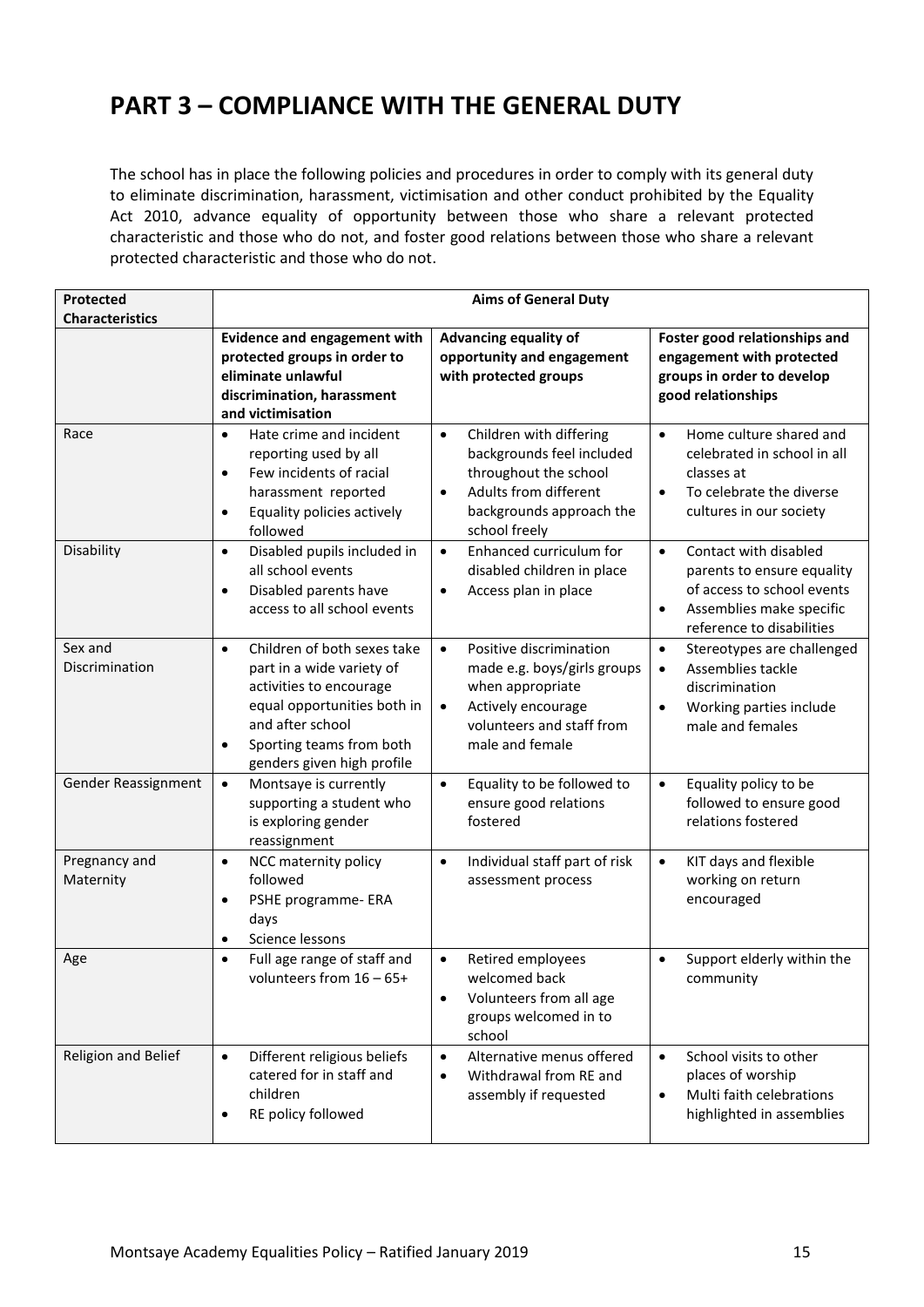# PART 3 – COMPLIANCE WITH THE GENERAL DUTY

The school has in place the following policies and procedures in order to comply with its general duty to eliminate discrimination, harassment, victimisation and other conduct prohibited by the Equality Act 2010, advance equality of opportunity between those who share a relevant protected characteristic and those who do not, and foster good relations between those who share a relevant protected characteristic and those who do not.

| **Protected Characteristics** | **Aims of General Duty** | | |
|---|---|---|---|
| | **Evidence and engagement with protected groups in order to eliminate unlawful discrimination, harassment and victimisation** | **Advancing equality of opportunity and engagement with protected groups** | **Foster good relationships and engagement with protected groups in order to develop good relationships** |
| Race | • Hate crime and incident reporting used by all<br>• Few incidents of racial harassment reported<br>• Equality policies actively followed | • Children with differing backgrounds feel included throughout the school<br>• Adults from different backgrounds approach the school freely | • Home culture shared and celebrated in school in all classes at<br>• To celebrate the diverse cultures in our society |
| Disability | • Disabled pupils included in all school events<br>• Disabled parents have access to all school events | • Enhanced curriculum for disabled children in place<br>• Access plan in place | • Contact with disabled parents to ensure equality of access to school events<br>• Assemblies make specific reference to disabilities |
| Sex and Discrimination | • Children of both sexes take part in a wide variety of activities to encourage equal opportunities both in and after school<br>• Sporting teams from both genders given high profile | • Positive discrimination made e.g. boys/girls groups when appropriate<br>• Actively encourage volunteers and staff from male and female | • Stereotypes are challenged<br>• Assemblies tackle discrimination<br>• Working parties include male and females |
| Gender Reassignment | • Montsaye is currently supporting a student who is exploring gender reassignment | • Equality to be followed to ensure good relations fostered | • Equality policy to be followed to ensure good relations fostered |
| Pregnancy and Maternity | • NCC maternity policy followed<br>• PSHE programme- ERA days<br>• Science lessons | • Individual staff part of risk assessment process | • KIT days and flexible working on return encouraged |
| Age | • Full age range of staff and volunteers from 16 – 65+ | • Retired employees welcomed back<br>• Volunteers from all age groups welcomed in to school | • Support elderly within the community |
| Religion and Belief | • Different religious beliefs catered for in staff and children<br>• RE policy followed | • Alternative menus offered<br>• Withdrawal from RE and assembly if requested | • School visits to other places of worship<br>• Multi faith celebrations highlighted in assemblies |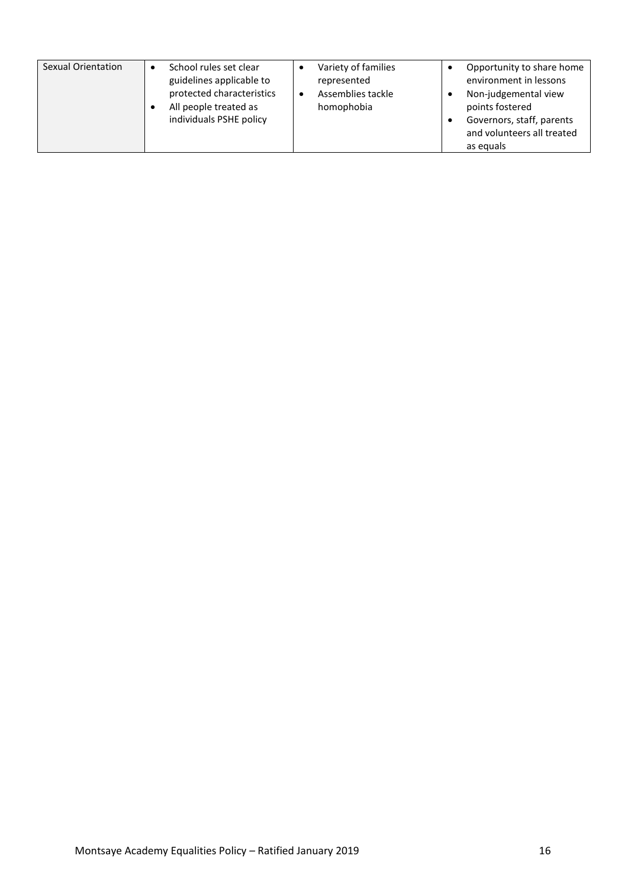| | | | |
|---|---|---|---|
| Sexual Orientation | • School rules set clear guidelines applicable to protected characteristics<br>• All people treated as individuals PSHE policy | • Variety of families represented<br>• Assemblies tackle homophobia | • Opportunity to share home environment in lessons<br>• Non-judgemental view points fostered<br>• Governors, staff, parents and volunteers all treated as equals |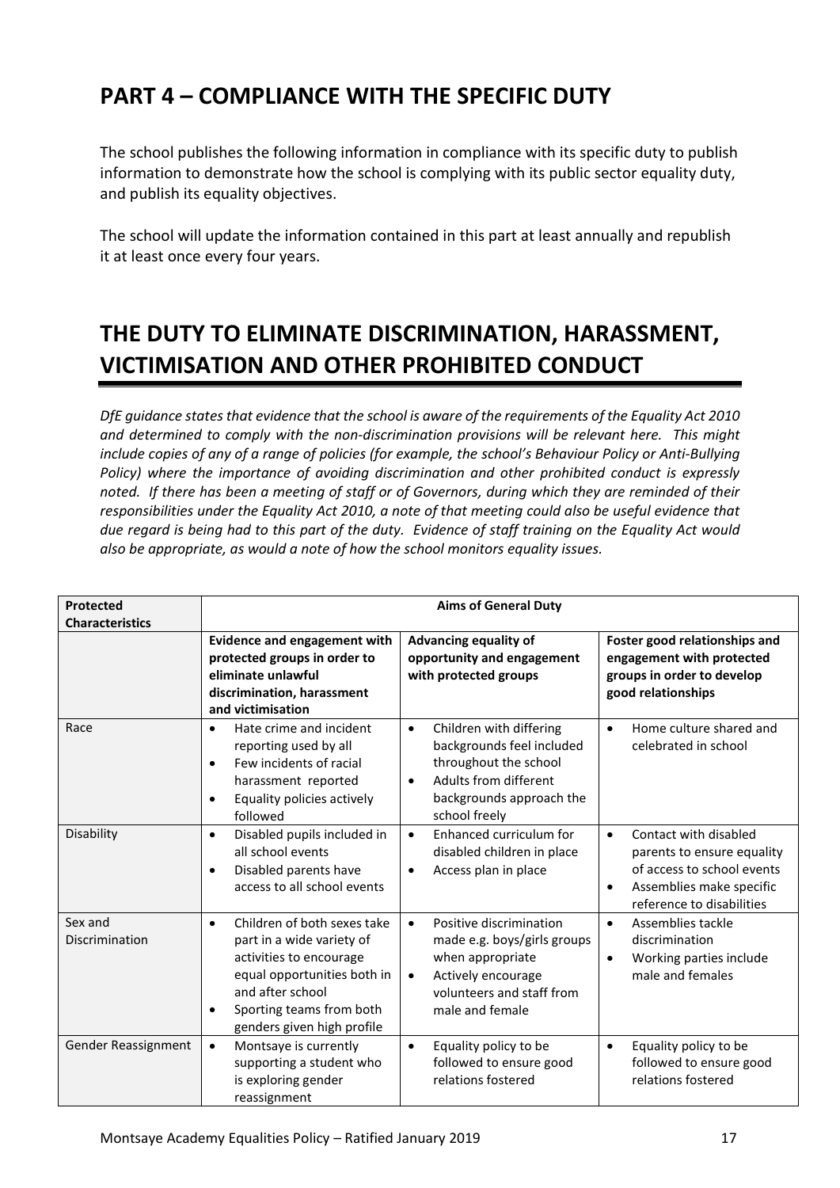# PART 4 – COMPLIANCE WITH THE SPECIFIC DUTY

The school publishes the following information in compliance with its specific duty to publish information to demonstrate how the school is complying with its public sector equality duty, and publish its equality objectives.

The school will update the information contained in this part at least annually and republish it at least once every four years.

# THE DUTY TO ELIMINATE DISCRIMINATION, HARASSMENT, VICTIMISATION AND OTHER PROHIBITED CONDUCT

*DfE guidance states that evidence that the school is aware of the requirements of the Equality Act 2010 and determined to comply with the non-discrimination provisions will be relevant here. This might include copies of any of a range of policies (for example, the school's Behaviour Policy or Anti-Bullying Policy) where the importance of avoiding discrimination and other prohibited conduct is expressly noted. If there has been a meeting of staff or of Governors, during which they are reminded of their responsibilities under the Equality Act 2010, a note of that meeting could also be useful evidence that due regard is being had to this part of the duty. Evidence of staff training on the Equality Act would also be appropriate, as would a note of how the school monitors equality issues.*

| **Protected Characteristics** | **Aims of General Duty** | | |
|---|---|---|---|
| | **Evidence and engagement with protected groups in order to eliminate unlawful discrimination, harassment and victimisation** | **Advancing equality of opportunity and engagement with protected groups** | **Foster good relationships and engagement with protected groups in order to develop good relationships** |
| Race | • Hate crime and incident reporting used by all<br>• Few incidents of racial harassment reported<br>• Equality policies actively followed | • Children with differing backgrounds feel included throughout the school<br>• Adults from different backgrounds approach the school freely | • Home culture shared and celebrated in school |
| Disability | • Disabled pupils included in all school events<br>• Disabled parents have access to all school events | • Enhanced curriculum for disabled children in place<br>• Access plan in place | • Contact with disabled parents to ensure equality of access to school events<br>• Assemblies make specific reference to disabilities |
| Sex and Discrimination | • Children of both sexes take part in a wide variety of activities to encourage equal opportunities both in and after school<br>• Sporting teams from both genders given high profile | • Positive discrimination made e.g. boys/girls groups when appropriate<br>• Actively encourage volunteers and staff from male and female | • Assemblies tackle discrimination<br>• Working parties include male and females |
| Gender Reassignment | • Montsaye is currently supporting a student who is exploring gender reassignment | • Equality policy to be followed to ensure good relations fostered | • Equality policy to be followed to ensure good relations fostered |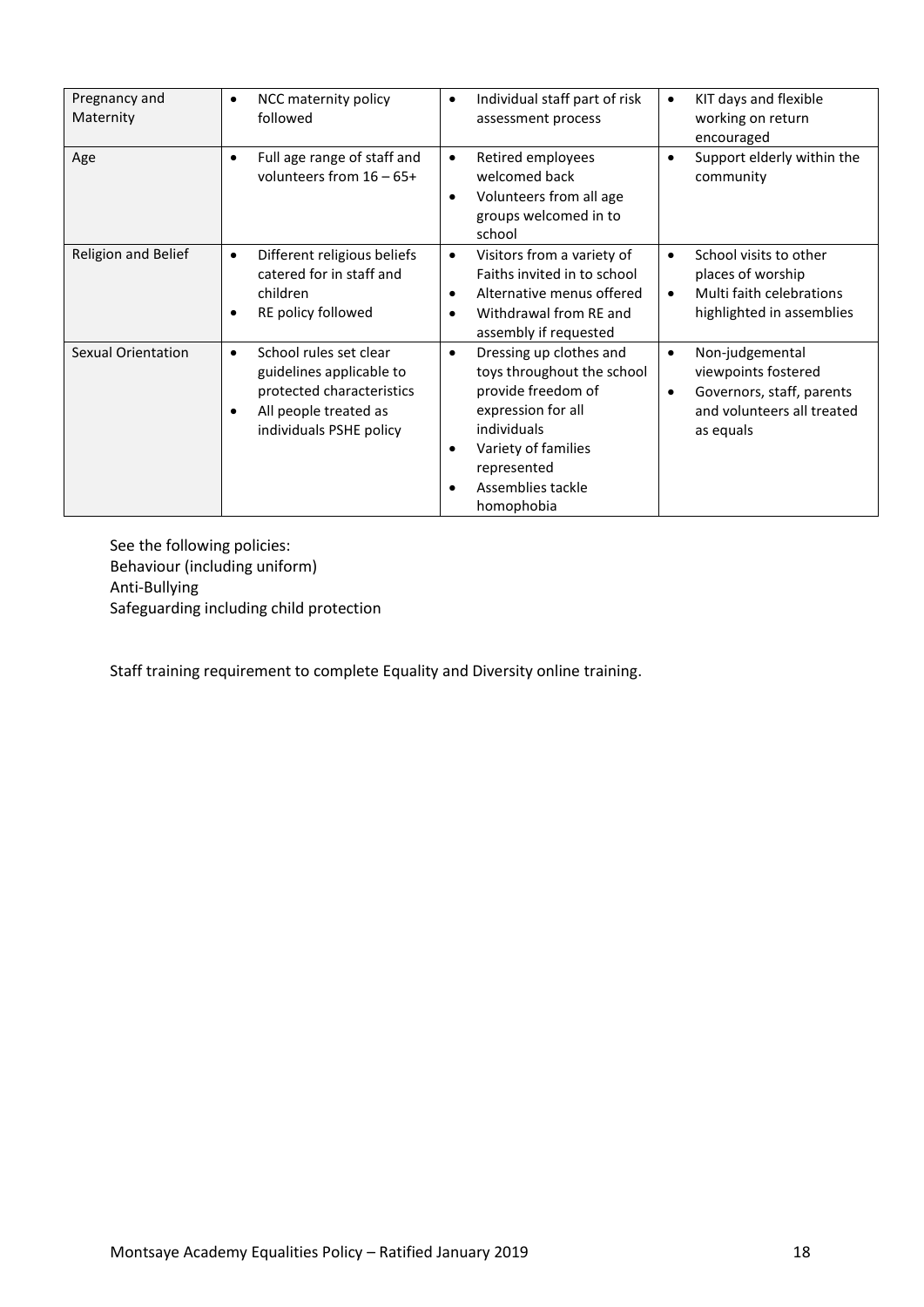| | | | |
|---|---|---|---|
| Pregnancy and Maternity | • NCC maternity policy followed | • Individual staff part of risk assessment process | • KIT days and flexible working on return encouraged |
| Age | • Full age range of staff and volunteers from 16 – 65+ | • Retired employees welcomed back<br>• Volunteers from all age groups welcomed in to school | • Support elderly within the community |
| Religion and Belief | • Different religious beliefs catered for in staff and children<br>• RE policy followed | • Visitors from a variety of Faiths invited in to school<br>• Alternative menus offered<br>• Withdrawal from RE and assembly if requested | • School visits to other places of worship<br>• Multi faith celebrations highlighted in assemblies |
| Sexual Orientation | • School rules set clear guidelines applicable to protected characteristics<br>• All people treated as individuals PSHE policy | • Dressing up clothes and toys throughout the school provide freedom of expression for all individuals<br>• Variety of families represented<br>• Assemblies tackle homophobia | • Non-judgemental viewpoints fostered<br>• Governors, staff, parents and volunteers all treated as equals |

See the following policies:
Behaviour (including uniform)
Anti-Bullying
Safeguarding including child protection

Staff training requirement to complete Equality and Diversity online training.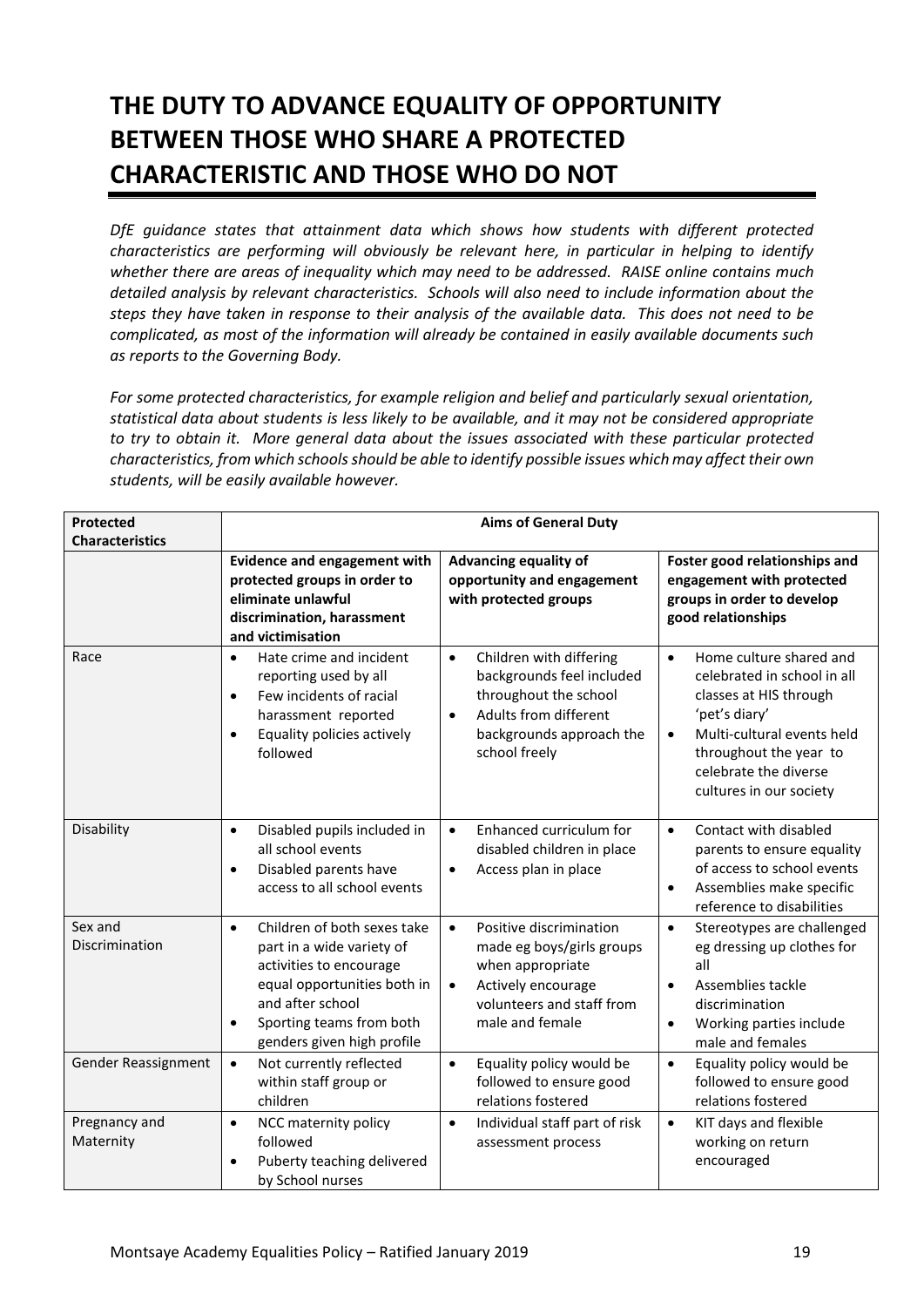# THE DUTY TO ADVANCE EQUALITY OF OPPORTUNITY BETWEEN THOSE WHO SHARE A PROTECTED CHARACTERISTIC AND THOSE WHO DO NOT

*DfE guidance states that attainment data which shows how students with different protected characteristics are performing will obviously be relevant here, in particular in helping to identify whether there are areas of inequality which may need to be addressed. RAISE online contains much detailed analysis by relevant characteristics. Schools will also need to include information about the steps they have taken in response to their analysis of the available data. This does not need to be complicated, as most of the information will already be contained in easily available documents such as reports to the Governing Body.*

*For some protected characteristics, for example religion and belief and particularly sexual orientation, statistical data about students is less likely to be available, and it may not be considered appropriate to try to obtain it. More general data about the issues associated with these particular protected characteristics, from which schools should be able to identify possible issues which may affect their own students, will be easily available however.*

| **Protected Characteristics** | **Aims of General Duty** | | |
|---|---|---|---|
| | **Evidence and engagement with protected groups in order to eliminate unlawful discrimination, harassment and victimisation** | **Advancing equality of opportunity and engagement with protected groups** | **Foster good relationships and engagement with protected groups in order to develop good relationships** |
| Race | • Hate crime and incident reporting used by all<br>• Few incidents of racial harassment reported<br>• Equality policies actively followed | • Children with differing backgrounds feel included throughout the school<br>• Adults from different backgrounds approach the school freely | • Home culture shared and celebrated in school in all classes at HIS through 'pet's diary'<br>• Multi-cultural events held throughout the year to celebrate the diverse cultures in our society |
| Disability | • Disabled pupils included in all school events<br>• Disabled parents have access to all school events | • Enhanced curriculum for disabled children in place<br>• Access plan in place | • Contact with disabled parents to ensure equality of access to school events<br>• Assemblies make specific reference to disabilities |
| Sex and Discrimination | • Children of both sexes take part in a wide variety of activities to encourage equal opportunities both in and after school<br>• Sporting teams from both genders given high profile | • Positive discrimination made eg boys/girls groups when appropriate<br>• Actively encourage volunteers and staff from male and female | • Stereotypes are challenged eg dressing up clothes for all<br>• Assemblies tackle discrimination<br>• Working parties include male and females |
| Gender Reassignment | • Not currently reflected within staff group or children | • Equality policy would be followed to ensure good relations fostered | • Equality policy would be followed to ensure good relations fostered |
| Pregnancy and Maternity | • NCC maternity policy followed<br>• Puberty teaching delivered by School nurses | • Individual staff part of risk assessment process | • KIT days and flexible working on return encouraged |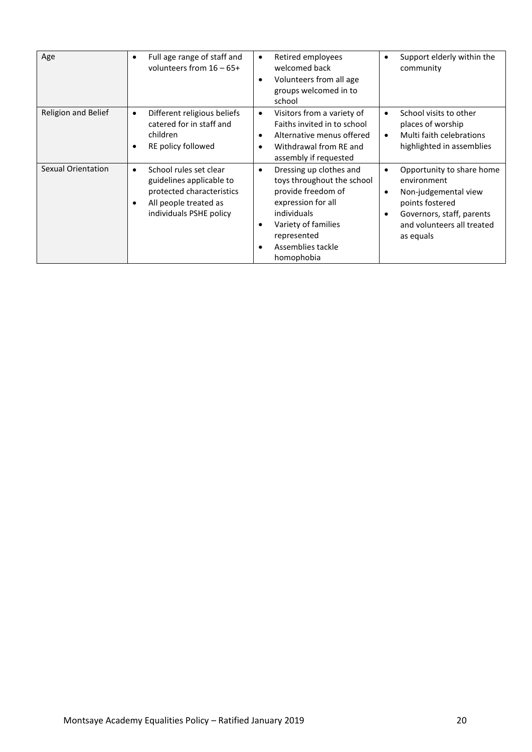| | | | |
|---|---|---|---|
| Age | • Full age range of staff and volunteers from 16 – 65+ | • Retired employees welcomed back<br>• Volunteers from all age groups welcomed in to school | • Support elderly within the community |
| Religion and Belief | • Different religious beliefs catered for in staff and children<br>• RE policy followed | • Visitors from a variety of Faiths invited in to school<br>• Alternative menus offered<br>• Withdrawal from RE and assembly if requested | • School visits to other places of worship<br>• Multi faith celebrations highlighted in assemblies |
| Sexual Orientation | • School rules set clear guidelines applicable to protected characteristics<br>• All people treated as individuals PSHE policy | • Dressing up clothes and toys throughout the school provide freedom of expression for all individuals<br>• Variety of families represented<br>• Assemblies tackle homophobia | • Opportunity to share home environment<br>• Non-judgemental view points fostered<br>• Governors, staff, parents and volunteers all treated as equals |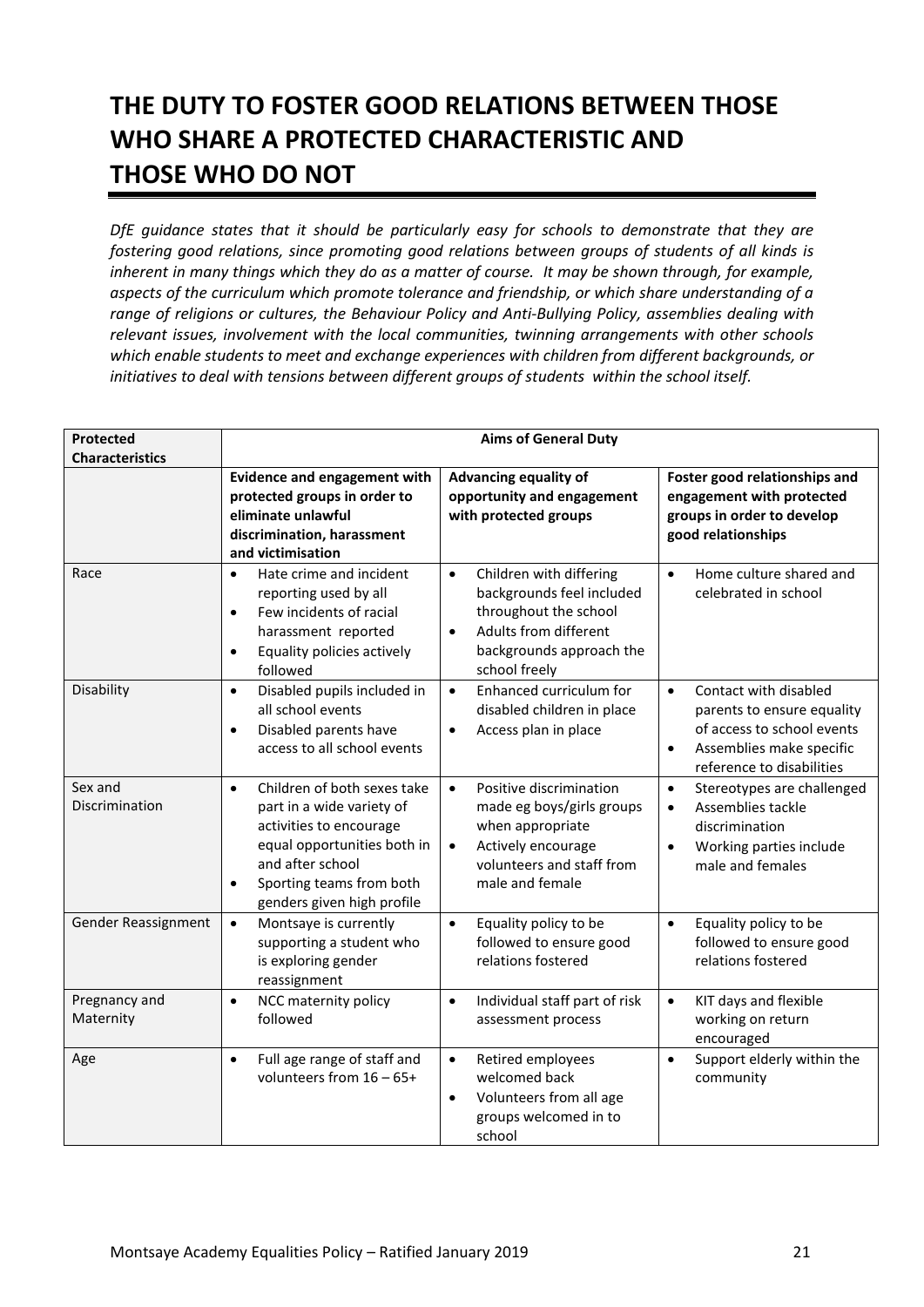# THE DUTY TO FOSTER GOOD RELATIONS BETWEEN THOSE WHO SHARE A PROTECTED CHARACTERISTIC AND THOSE WHO DO NOT

*DfE guidance states that it should be particularly easy for schools to demonstrate that they are fostering good relations, since promoting good relations between groups of students of all kinds is inherent in many things which they do as a matter of course. It may be shown through, for example, aspects of the curriculum which promote tolerance and friendship, or which share understanding of a range of religions or cultures, the Behaviour Policy and Anti-Bullying Policy, assemblies dealing with relevant issues, involvement with the local communities, twinning arrangements with other schools which enable students to meet and exchange experiences with children from different backgrounds, or initiatives to deal with tensions between different groups of students within the school itself.*

| **Protected Characteristics** | **Aims of General Duty** | | |
|---|---|---|---|
| | **Evidence and engagement with protected groups in order to eliminate unlawful discrimination, harassment and victimisation** | **Advancing equality of opportunity and engagement with protected groups** | **Foster good relationships and engagement with protected groups in order to develop good relationships** |
| Race | • Hate crime and incident reporting used by all<br>• Few incidents of racial harassment reported<br>• Equality policies actively followed | • Children with differing backgrounds feel included throughout the school<br>• Adults from different backgrounds approach the school freely | • Home culture shared and celebrated in school |
| Disability | • Disabled pupils included in all school events<br>• Disabled parents have access to all school events | • Enhanced curriculum for disabled children in place<br>• Access plan in place | • Contact with disabled parents to ensure equality of access to school events<br>• Assemblies make specific reference to disabilities |
| Sex and Discrimination | • Children of both sexes take part in a wide variety of activities to encourage equal opportunities both in and after school<br>• Sporting teams from both genders given high profile | • Positive discrimination made eg boys/girls groups when appropriate<br>• Actively encourage volunteers and staff from male and female | • Stereotypes are challenged<br>• Assemblies tackle discrimination<br>• Working parties include male and females |
| Gender Reassignment | • Montsaye is currently supporting a student who is exploring gender reassignment | • Equality policy to be followed to ensure good relations fostered | • Equality policy to be followed to ensure good relations fostered |
| Pregnancy and Maternity | • NCC maternity policy followed | • Individual staff part of risk assessment process | • KIT days and flexible working on return encouraged |
| Age | • Full age range of staff and volunteers from 16 – 65+ | • Retired employees welcomed back<br>• Volunteers from all age groups welcomed in to school | • Support elderly within the community |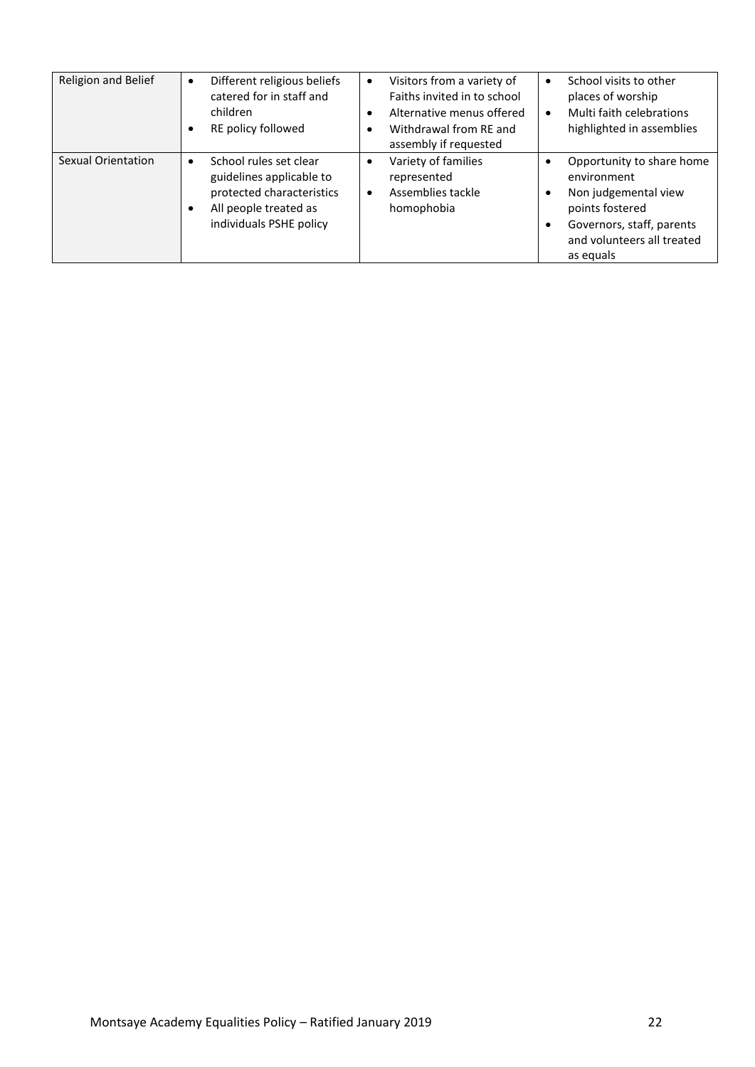| | | | |
|---|---|---|---|
| Religion and Belief | • Different religious beliefs catered for in staff and children<br>• RE policy followed | • Visitors from a variety of Faiths invited in to school<br>• Alternative menus offered<br>• Withdrawal from RE and assembly if requested | • School visits to other places of worship<br>• Multi faith celebrations highlighted in assemblies |
| Sexual Orientation | • School rules set clear guidelines applicable to protected characteristics<br>• All people treated as individuals PSHE policy | • Variety of families represented<br>• Assemblies tackle homophobia | • Opportunity to share home environment<br>• Non judgemental view points fostered<br>• Governors, staff, parents and volunteers all treated as equals |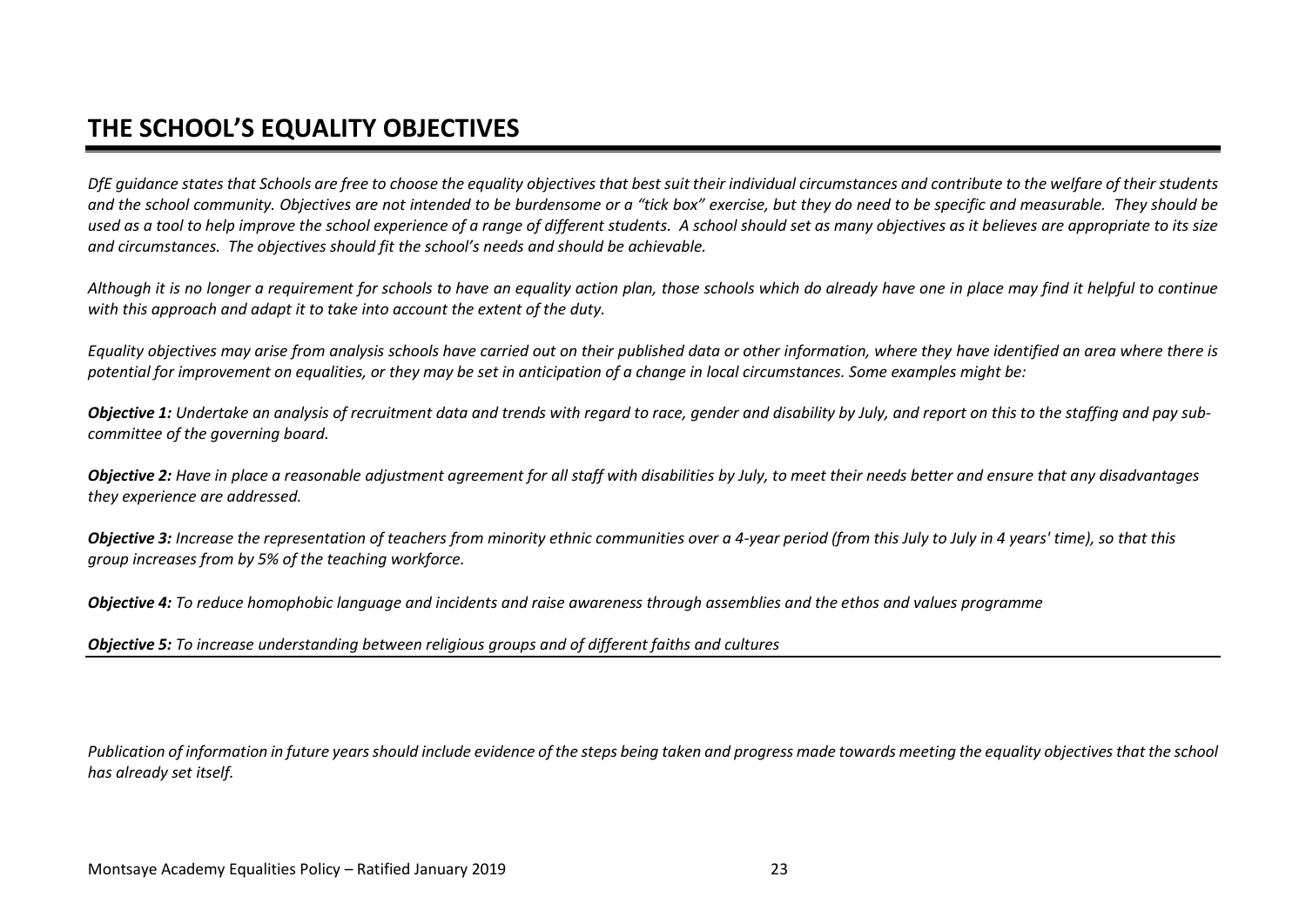# THE SCHOOL'S EQUALITY OBJECTIVES

*DfE guidance states that Schools are free to choose the equality objectives that best suit their individual circumstances and contribute to the welfare of their students and the school community. Objectives are not intended to be burdensome or a "tick box" exercise, but they do need to be specific and measurable. They should be used as a tool to help improve the school experience of a range of different students. A school should set as many objectives as it believes are appropriate to its size and circumstances. The objectives should fit the school's needs and should be achievable.*

*Although it is no longer a requirement for schools to have an equality action plan, those schools which do already have one in place may find it helpful to continue with this approach and adapt it to take into account the extent of the duty.*

*Equality objectives may arise from analysis schools have carried out on their published data or other information, where they have identified an area where there is potential for improvement on equalities, or they may be set in anticipation of a change in local circumstances. Some examples might be:*

***Objective 1:*** *Undertake an analysis of recruitment data and trends with regard to race, gender and disability by July, and report on this to the staffing and pay sub-committee of the governing board.*

***Objective 2:*** *Have in place a reasonable adjustment agreement for all staff with disabilities by July, to meet their needs better and ensure that any disadvantages they experience are addressed.*

***Objective 3:*** *Increase the representation of teachers from minority ethnic communities over a 4-year period (from this July to July in 4 years' time), so that this group increases from by 5% of the teaching workforce.*

***Objective 4:*** *To reduce homophobic language and incidents and raise awareness through assemblies and the ethos and values programme*

***Objective 5:*** *To increase understanding between religious groups and of different faiths and cultures*

*Publication of information in future years should include evidence of the steps being taken and progress made towards meeting the equality objectives that the school has already set itself.*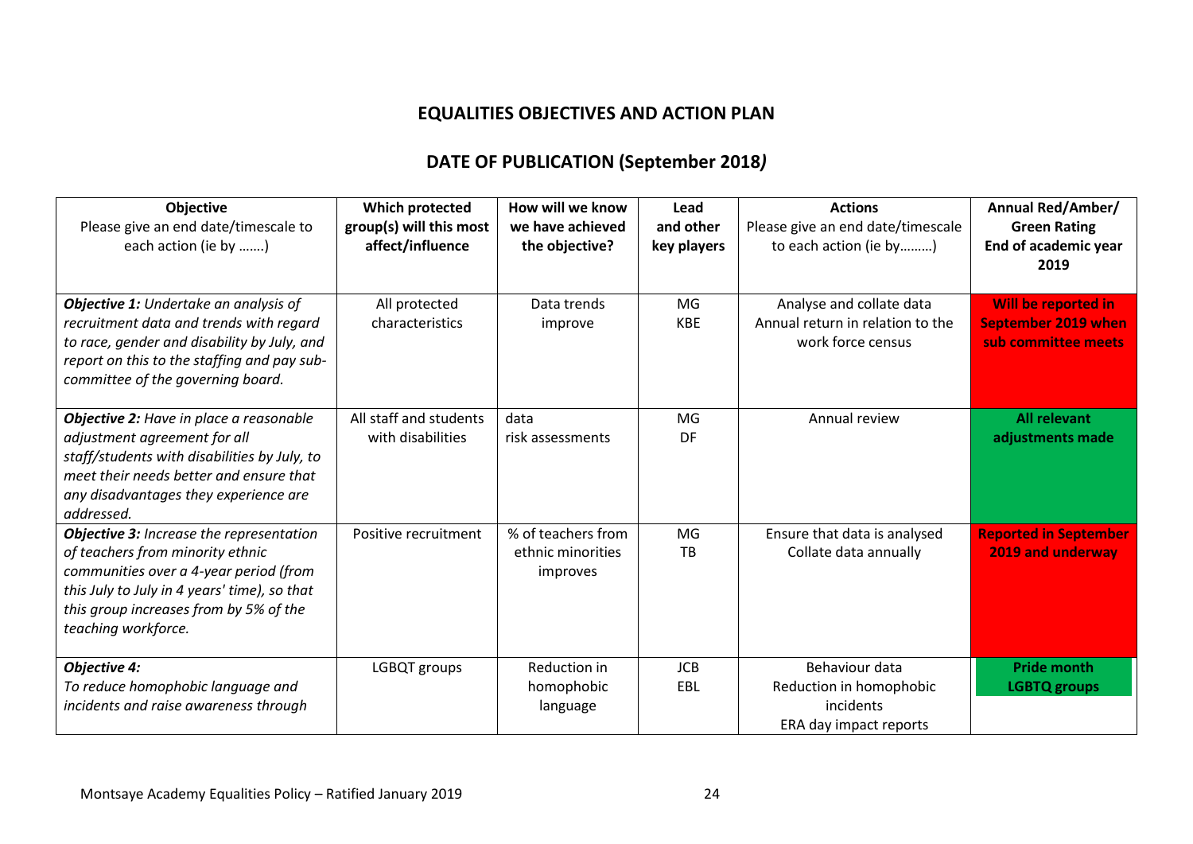# EQUALITIES OBJECTIVES AND ACTION PLAN

## DATE OF PUBLICATION (September 2018*)*

| **Objective** Please give an end date/timescale to each action (ie by …….) | **Which protected group(s) will this most affect/influence** | **How will we know we have achieved the objective?** | **Lead and other key players** | **Actions** Please give an end date/timescale to each action (ie by………) | **Annual Red/Amber/ Green Rating End of academic year 2019** |
|---|---|---|---|---|---|
| ***Objective 1:*** *Undertake an analysis of recruitment data and trends with regard to race, gender and disability by July, and report on this to the staffing and pay sub-committee of the governing board.* | All protected characteristics | Data trends improve | MG KBE | Analyse and collate data Annual return in relation to the work force census | **Will be reported in September 2019 when sub committee meets** |
| ***Objective 2:*** *Have in place a reasonable adjustment agreement for all staff/students with disabilities by July, to meet their needs better and ensure that any disadvantages they experience are addressed.* | All staff and students with disabilities | data risk assessments | MG DF | Annual review | **All relevant adjustments made** |
| ***Objective 3:*** *Increase the representation of teachers from minority ethnic communities over a 4-year period (from this July to July in 4 years' time), so that this group increases from by 5% of the teaching workforce.* | Positive recruitment | % of teachers from ethnic minorities improves | MG TB | Ensure that data is analysed Collate data annually | **Reported in September 2019 and underway** |
| ***Objective 4:*** *To reduce homophobic language and incidents and raise awareness through* | LGBQT groups | Reduction in homophobic language | JCB EBL | Behaviour data Reduction in homophobic incidents ERA day impact reports | **Pride month LGBTQ groups** |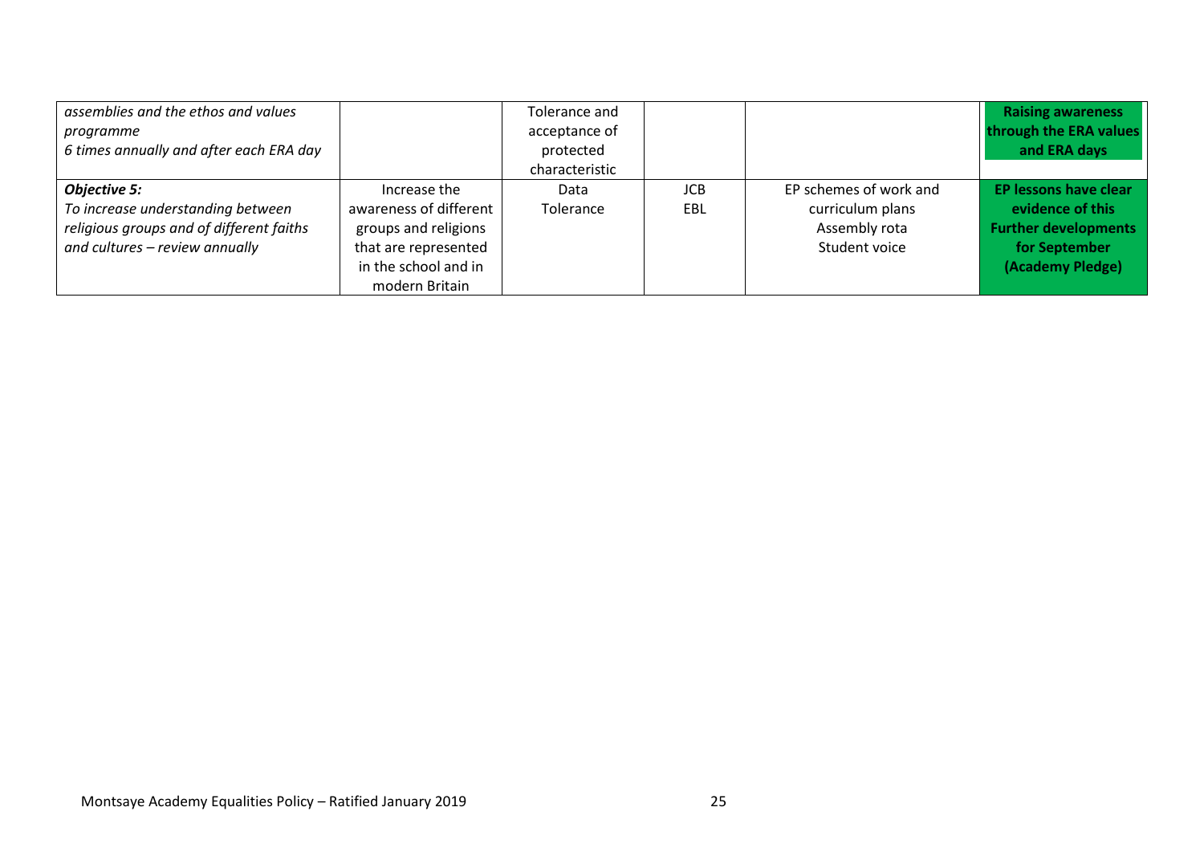| | | | | | |
|---|---|---|---|---|---|
| *assemblies and the ethos and values programme 6 times annually and after each ERA day* | | Tolerance and acceptance of protected characteristic | | | **Raising awareness through the ERA values and ERA days** |
| ***Objective 5:*** *To increase understanding between religious groups and of different faiths and cultures – review annually* | Increase the awareness of different groups and religions that are represented in the school and in modern Britain | Data Tolerance | JCB EBL | EP schemes of work and curriculum plans Assembly rota Student voice | **EP lessons have clear evidence of this Further developments for September (Academy Pledge)** |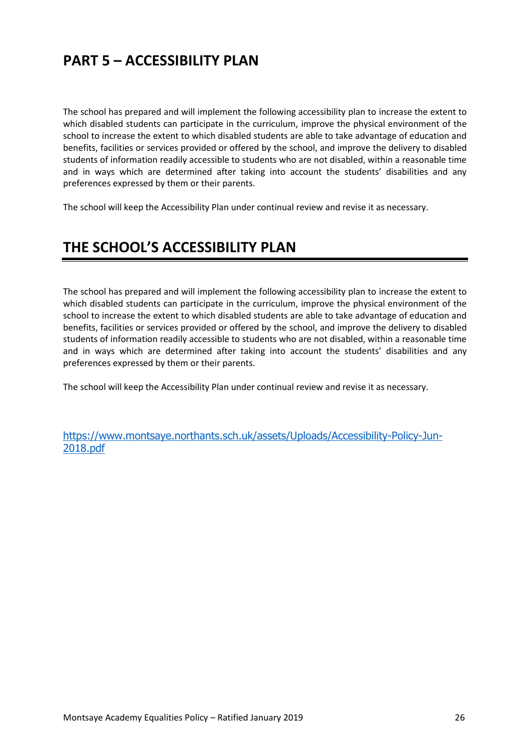# PART 5 – ACCESSIBILITY PLAN

The school has prepared and will implement the following accessibility plan to increase the extent to which disabled students can participate in the curriculum, improve the physical environment of the school to increase the extent to which disabled students are able to take advantage of education and benefits, facilities or services provided or offered by the school, and improve the delivery to disabled students of information readily accessible to students who are not disabled, within a reasonable time and in ways which are determined after taking into account the students' disabilities and any preferences expressed by them or their parents.

The school will keep the Accessibility Plan under continual review and revise it as necessary.

# THE SCHOOL'S ACCESSIBILITY PLAN

The school has prepared and will implement the following accessibility plan to increase the extent to which disabled students can participate in the curriculum, improve the physical environment of the school to increase the extent to which disabled students are able to take advantage of education and benefits, facilities or services provided or offered by the school, and improve the delivery to disabled students of information readily accessible to students who are not disabled, within a reasonable time and in ways which are determined after taking into account the students' disabilities and any preferences expressed by them or their parents.

The school will keep the Accessibility Plan under continual review and revise it as necessary.

https://www.montsaye.northants.sch.uk/assets/Uploads/Accessibility-Policy-Jun-2018.pdf